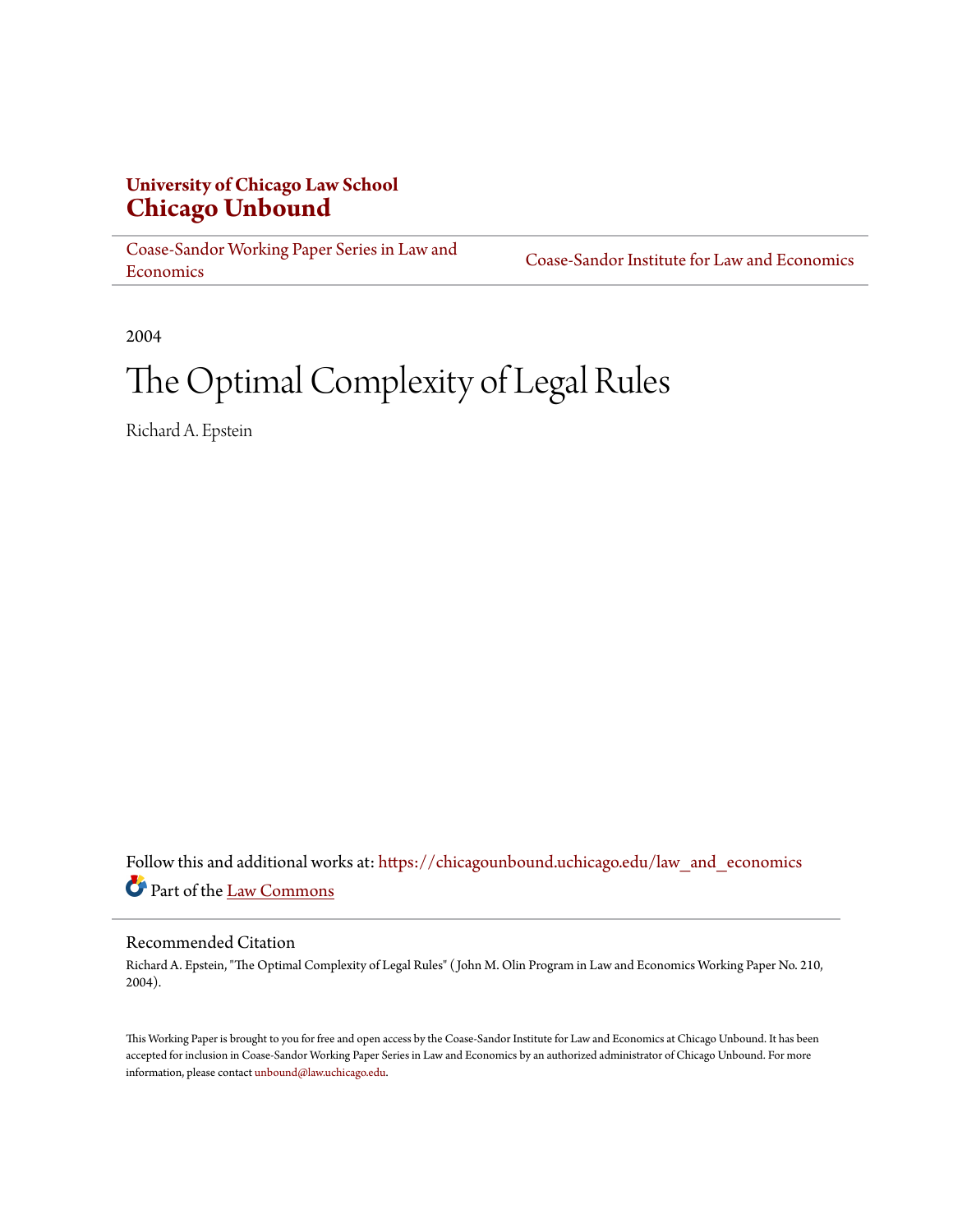University of Chicago Law School
**Chicago Unbound**

Coase-Sandor Working Paper Series in Law and Economics | Coase-Sandor Institute for Law and Economics

2004

# The Optimal Complexity of Legal Rules

Richard A. Epstein

Follow this and additional works at: https://chicagounbound.uchicago.edu/law_and_economics

Part of the Law Commons

## Recommended Citation

Richard A. Epstein, "The Optimal Complexity of Legal Rules" ( John M. Olin Program in Law and Economics Working Paper No. 210, 2004).

This Working Paper is brought to you for free and open access by the Coase-Sandor Institute for Law and Economics at Chicago Unbound. It has been accepted for inclusion in Coase-Sandor Working Paper Series in Law and Economics by an authorized administrator of Chicago Unbound. For more information, please contact unbound@law.uchicago.edu.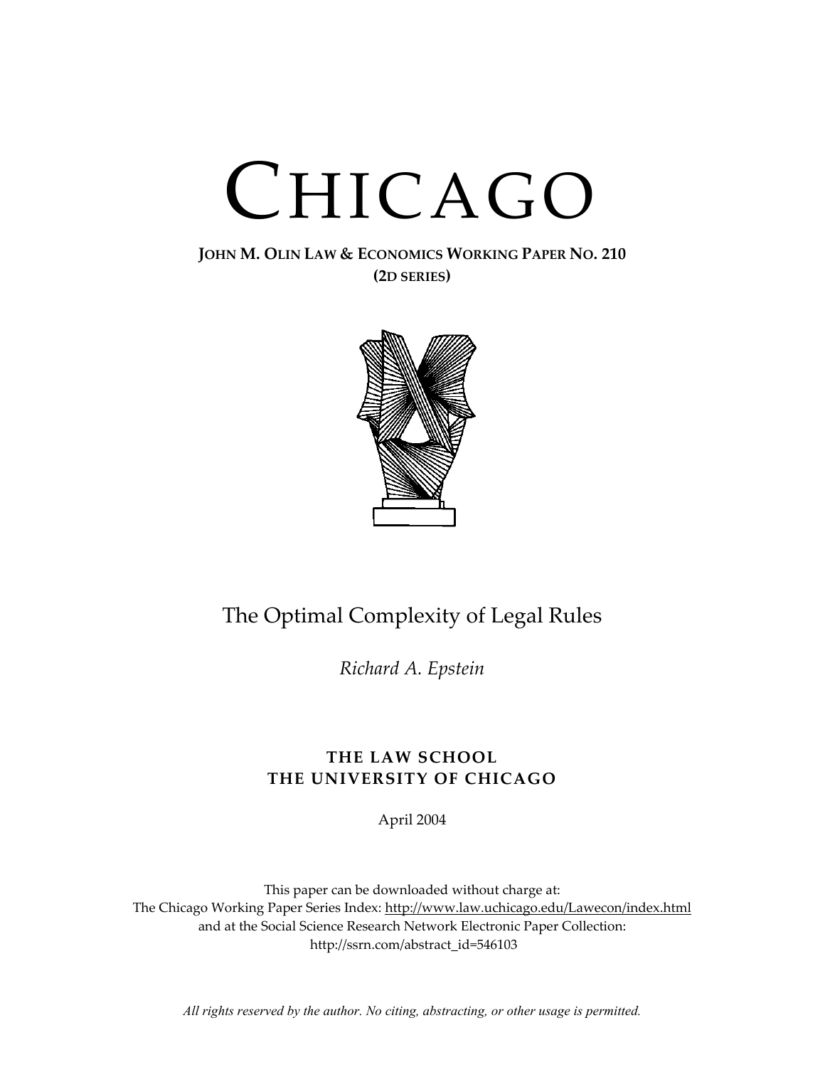# CHICAGO

**JOHN M. OLIN LAW & ECONOMICS WORKING PAPER NO. 210**
**(2D SERIES)**

## The Optimal Complexity of Legal Rules

*Richard A. Epstein*

**THE LAW SCHOOL**
**THE UNIVERSITY OF CHICAGO**

April 2004

This paper can be downloaded without charge at:
The Chicago Working Paper Series Index: http://www.law.uchicago.edu/Lawecon/index.html
and at the Social Science Research Network Electronic Paper Collection:
http://ssrn.com/abstract_id=546103

*All rights reserved by the author. No citing, abstracting, or other usage is permitted.*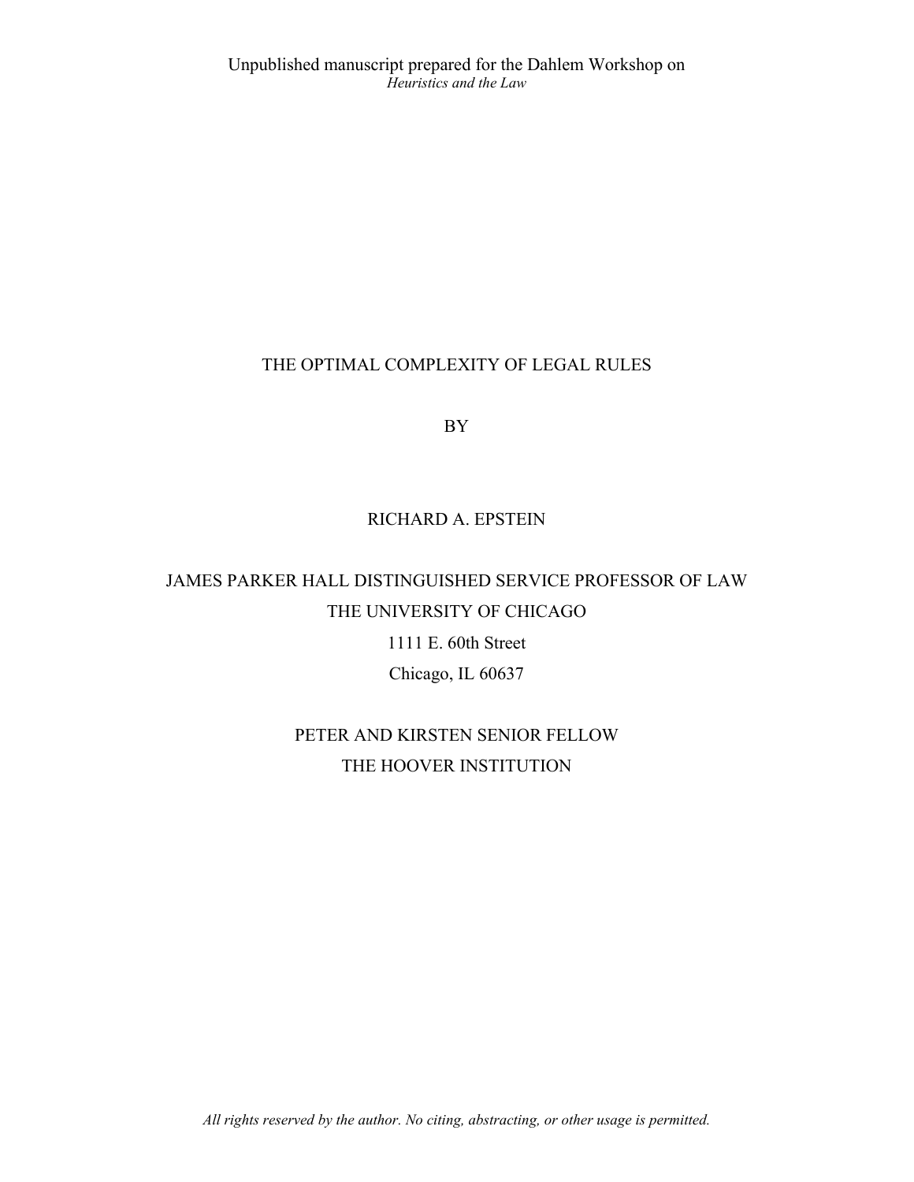Unpublished manuscript prepared for the Dahlem Workshop on
*Heuristics and the Law*

# THE OPTIMAL COMPLEXITY OF LEGAL RULES

BY

RICHARD A. EPSTEIN

JAMES PARKER HALL DISTINGUISHED SERVICE PROFESSOR OF LAW
THE UNIVERSITY OF CHICAGO
1111 E. 60th Street
Chicago, IL 60637

PETER AND KIRSTEN SENIOR FELLOW
THE HOOVER INSTITUTION

*All rights reserved by the author. No citing, abstracting, or other usage is permitted.*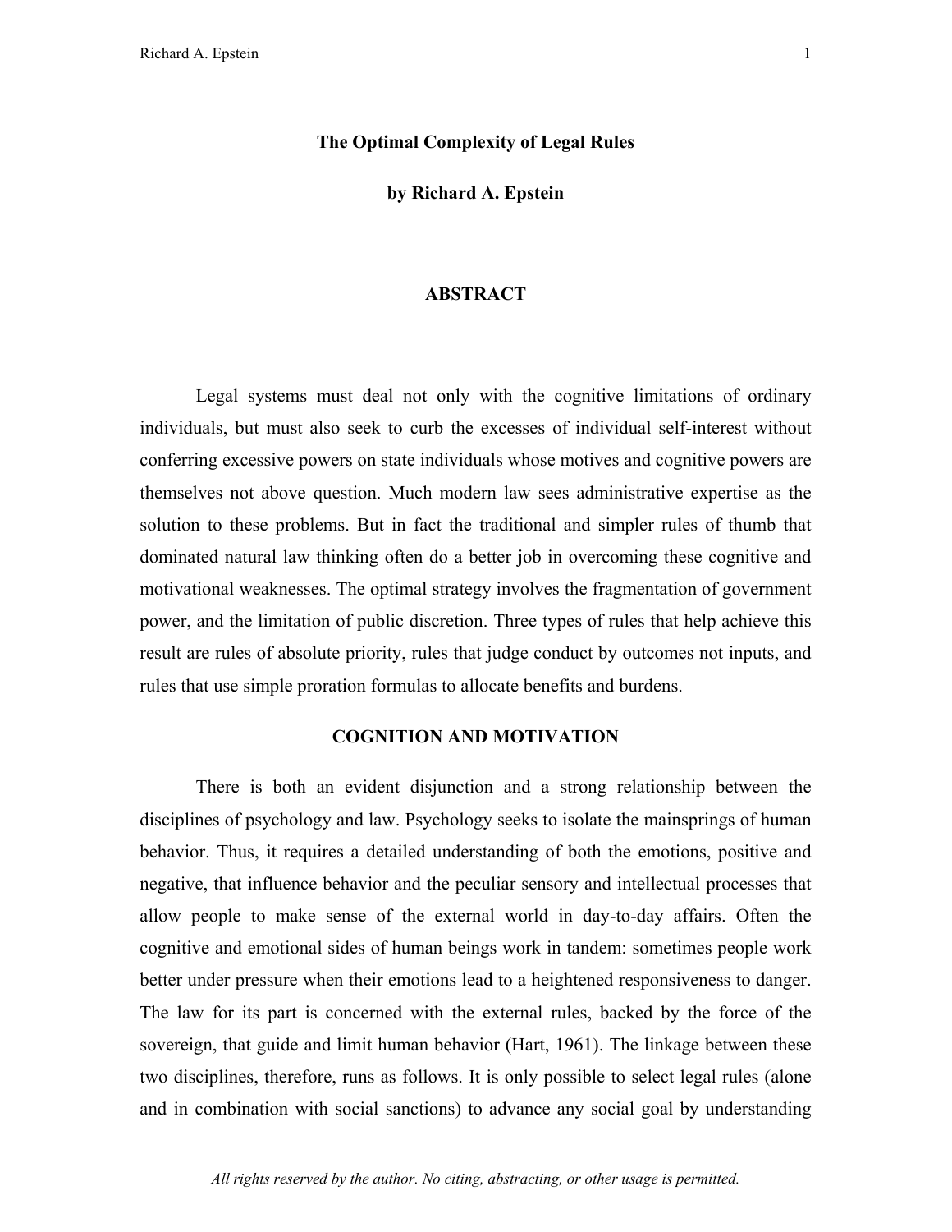# The Optimal Complexity of Legal Rules

**by Richard A. Epstein**

## ABSTRACT

Legal systems must deal not only with the cognitive limitations of ordinary individuals, but must also seek to curb the excesses of individual self-interest without conferring excessive powers on state individuals whose motives and cognitive powers are themselves not above question. Much modern law sees administrative expertise as the solution to these problems. But in fact the traditional and simpler rules of thumb that dominated natural law thinking often do a better job in overcoming these cognitive and motivational weaknesses. The optimal strategy involves the fragmentation of government power, and the limitation of public discretion. Three types of rules that help achieve this result are rules of absolute priority, rules that judge conduct by outcomes not inputs, and rules that use simple proration formulas to allocate benefits and burdens.

## COGNITION AND MOTIVATION

There is both an evident disjunction and a strong relationship between the disciplines of psychology and law. Psychology seeks to isolate the mainsprings of human behavior. Thus, it requires a detailed understanding of both the emotions, positive and negative, that influence behavior and the peculiar sensory and intellectual processes that allow people to make sense of the external world in day-to-day affairs. Often the cognitive and emotional sides of human beings work in tandem: sometimes people work better under pressure when their emotions lead to a heightened responsiveness to danger. The law for its part is concerned with the external rules, backed by the force of the sovereign, that guide and limit human behavior (Hart, 1961). The linkage between these two disciplines, therefore, runs as follows. It is only possible to select legal rules (alone and in combination with social sanctions) to advance any social goal by understanding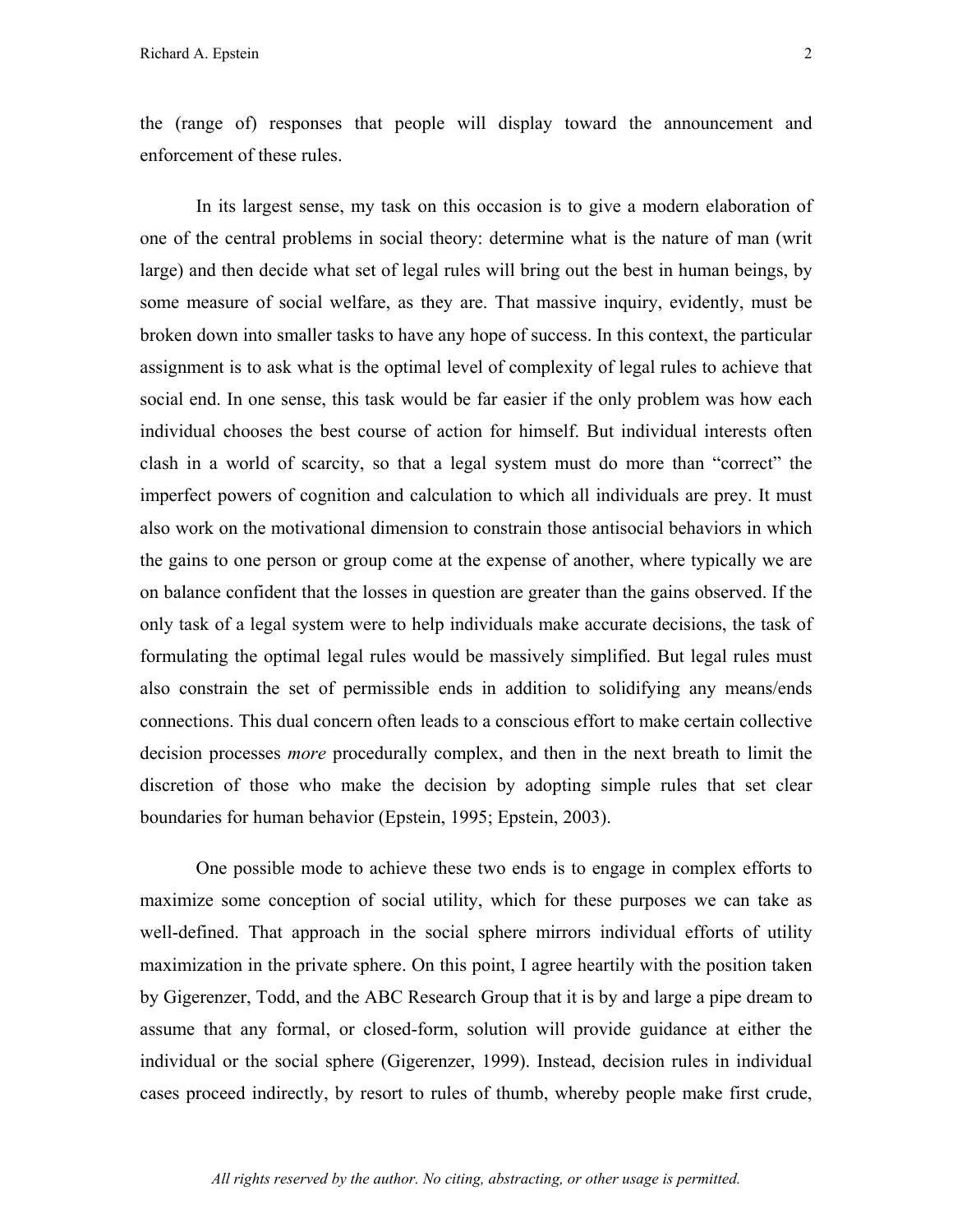the (range of) responses that people will display toward the announcement and enforcement of these rules.

In its largest sense, my task on this occasion is to give a modern elaboration of one of the central problems in social theory: determine what is the nature of man (writ large) and then decide what set of legal rules will bring out the best in human beings, by some measure of social welfare, as they are. That massive inquiry, evidently, must be broken down into smaller tasks to have any hope of success. In this context, the particular assignment is to ask what is the optimal level of complexity of legal rules to achieve that social end. In one sense, this task would be far easier if the only problem was how each individual chooses the best course of action for himself. But individual interests often clash in a world of scarcity, so that a legal system must do more than "correct" the imperfect powers of cognition and calculation to which all individuals are prey. It must also work on the motivational dimension to constrain those antisocial behaviors in which the gains to one person or group come at the expense of another, where typically we are on balance confident that the losses in question are greater than the gains observed. If the only task of a legal system were to help individuals make accurate decisions, the task of formulating the optimal legal rules would be massively simplified. But legal rules must also constrain the set of permissible ends in addition to solidifying any means/ends connections. This dual concern often leads to a conscious effort to make certain collective decision processes *more* procedurally complex, and then in the next breath to limit the discretion of those who make the decision by adopting simple rules that set clear boundaries for human behavior (Epstein, 1995; Epstein, 2003).

One possible mode to achieve these two ends is to engage in complex efforts to maximize some conception of social utility, which for these purposes we can take as well-defined. That approach in the social sphere mirrors individual efforts of utility maximization in the private sphere. On this point, I agree heartily with the position taken by Gigerenzer, Todd, and the ABC Research Group that it is by and large a pipe dream to assume that any formal, or closed-form, solution will provide guidance at either the individual or the social sphere (Gigerenzer, 1999). Instead, decision rules in individual cases proceed indirectly, by resort to rules of thumb, whereby people make first crude,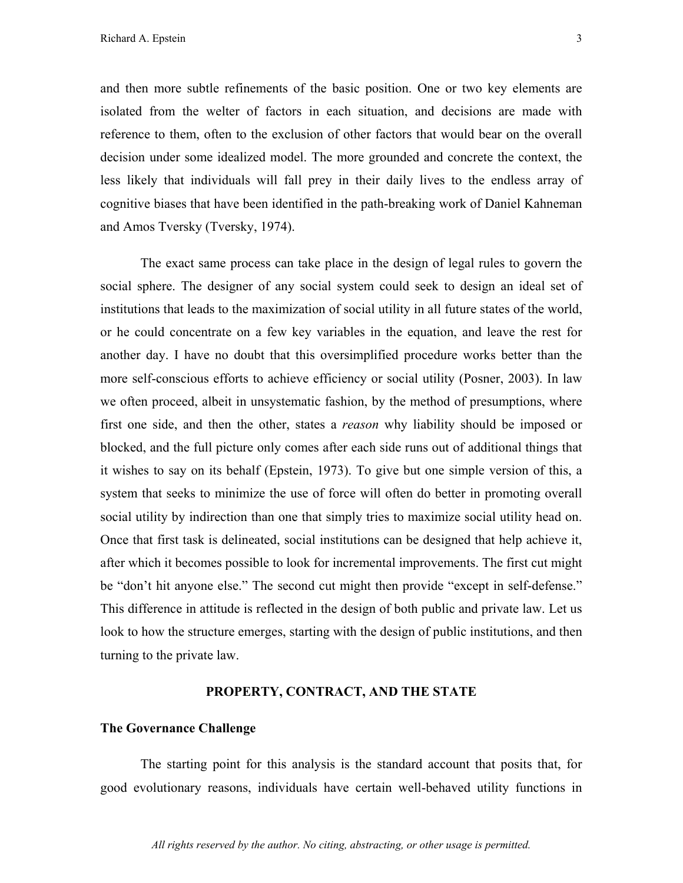and then more subtle refinements of the basic position. One or two key elements are isolated from the welter of factors in each situation, and decisions are made with reference to them, often to the exclusion of other factors that would bear on the overall decision under some idealized model. The more grounded and concrete the context, the less likely that individuals will fall prey in their daily lives to the endless array of cognitive biases that have been identified in the path-breaking work of Daniel Kahneman and Amos Tversky (Tversky, 1974).

The exact same process can take place in the design of legal rules to govern the social sphere. The designer of any social system could seek to design an ideal set of institutions that leads to the maximization of social utility in all future states of the world, or he could concentrate on a few key variables in the equation, and leave the rest for another day. I have no doubt that this oversimplified procedure works better than the more self-conscious efforts to achieve efficiency or social utility (Posner, 2003). In law we often proceed, albeit in unsystematic fashion, by the method of presumptions, where first one side, and then the other, states a *reason* why liability should be imposed or blocked, and the full picture only comes after each side runs out of additional things that it wishes to say on its behalf (Epstein, 1973). To give but one simple version of this, a system that seeks to minimize the use of force will often do better in promoting overall social utility by indirection than one that simply tries to maximize social utility head on. Once that first task is delineated, social institutions can be designed that help achieve it, after which it becomes possible to look for incremental improvements. The first cut might be "don't hit anyone else." The second cut might then provide "except in self-defense." This difference in attitude is reflected in the design of both public and private law. Let us look to how the structure emerges, starting with the design of public institutions, and then turning to the private law.

## PROPERTY, CONTRACT, AND THE STATE

### The Governance Challenge

The starting point for this analysis is the standard account that posits that, for good evolutionary reasons, individuals have certain well-behaved utility functions in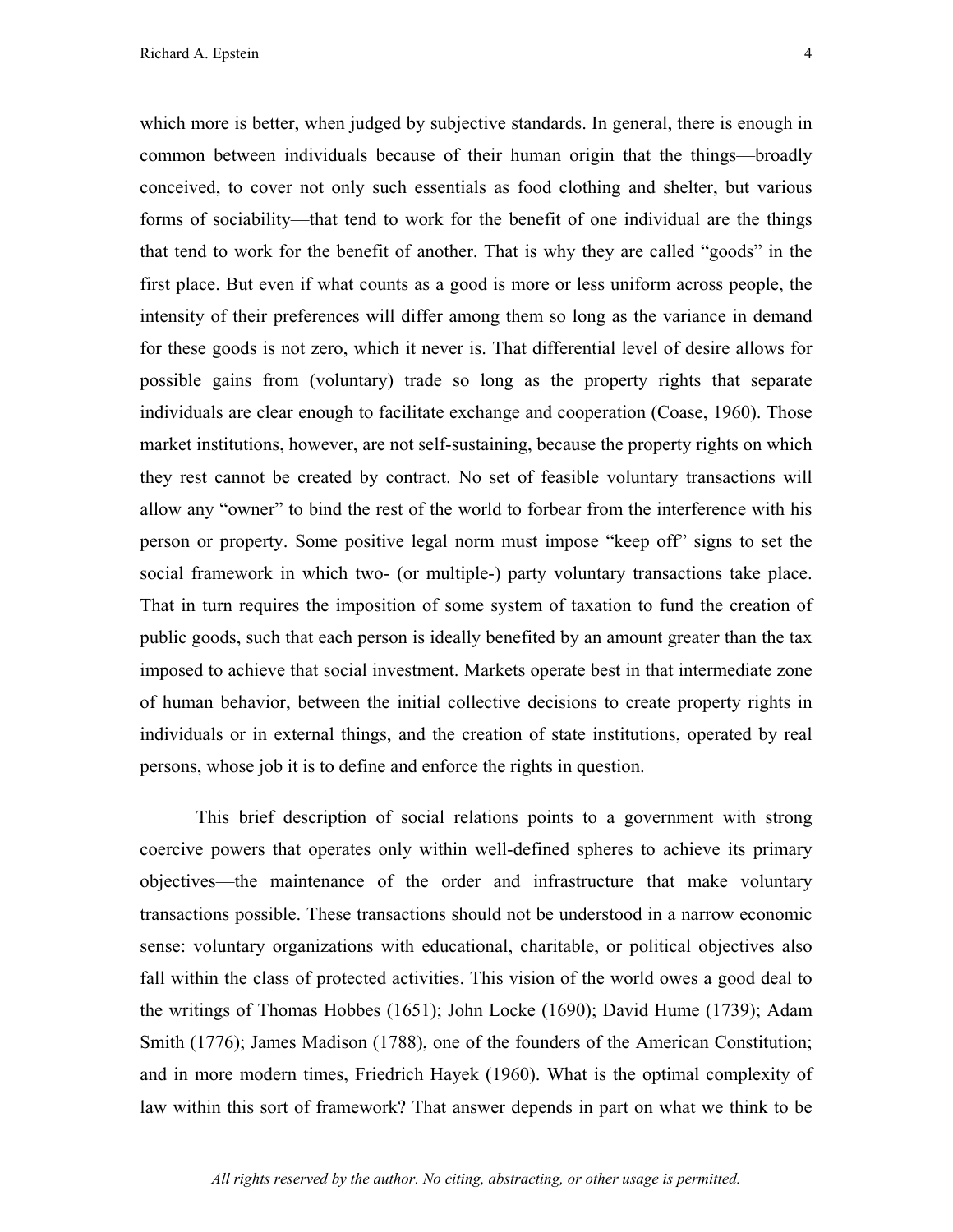which more is better, when judged by subjective standards. In general, there is enough in common between individuals because of their human origin that the things—broadly conceived, to cover not only such essentials as food clothing and shelter, but various forms of sociability—that tend to work for the benefit of one individual are the things that tend to work for the benefit of another. That is why they are called "goods" in the first place. But even if what counts as a good is more or less uniform across people, the intensity of their preferences will differ among them so long as the variance in demand for these goods is not zero, which it never is. That differential level of desire allows for possible gains from (voluntary) trade so long as the property rights that separate individuals are clear enough to facilitate exchange and cooperation (Coase, 1960). Those market institutions, however, are not self-sustaining, because the property rights on which they rest cannot be created by contract. No set of feasible voluntary transactions will allow any "owner" to bind the rest of the world to forbear from the interference with his person or property. Some positive legal norm must impose "keep off" signs to set the social framework in which two- (or multiple-) party voluntary transactions take place. That in turn requires the imposition of some system of taxation to fund the creation of public goods, such that each person is ideally benefited by an amount greater than the tax imposed to achieve that social investment. Markets operate best in that intermediate zone of human behavior, between the initial collective decisions to create property rights in individuals or in external things, and the creation of state institutions, operated by real persons, whose job it is to define and enforce the rights in question.

This brief description of social relations points to a government with strong coercive powers that operates only within well-defined spheres to achieve its primary objectives—the maintenance of the order and infrastructure that make voluntary transactions possible. These transactions should not be understood in a narrow economic sense: voluntary organizations with educational, charitable, or political objectives also fall within the class of protected activities. This vision of the world owes a good deal to the writings of Thomas Hobbes (1651); John Locke (1690); David Hume (1739); Adam Smith (1776); James Madison (1788), one of the founders of the American Constitution; and in more modern times, Friedrich Hayek (1960). What is the optimal complexity of law within this sort of framework? That answer depends in part on what we think to be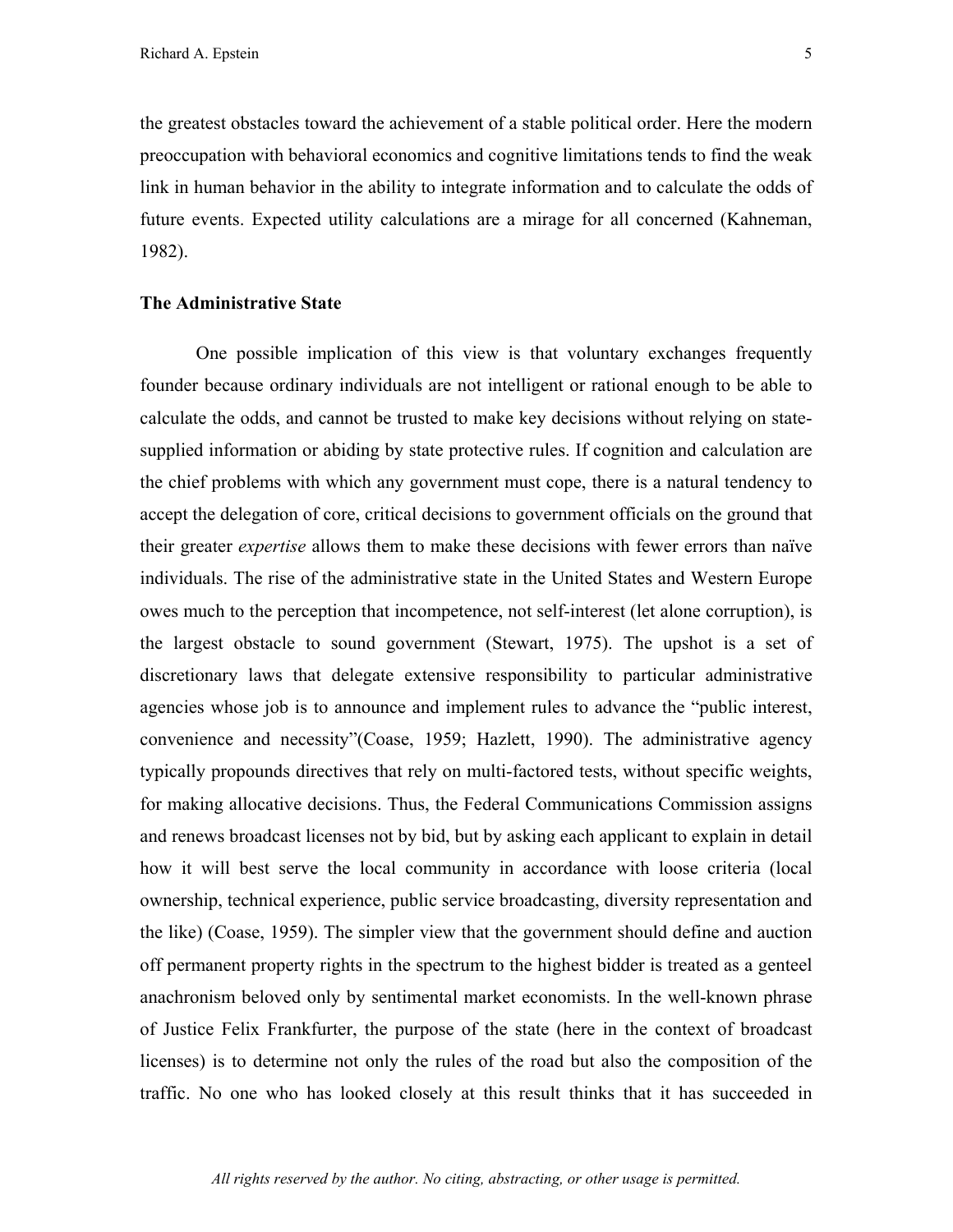the greatest obstacles toward the achievement of a stable political order. Here the modern preoccupation with behavioral economics and cognitive limitations tends to find the weak link in human behavior in the ability to integrate information and to calculate the odds of future events. Expected utility calculations are a mirage for all concerned (Kahneman, 1982).

### The Administrative State

One possible implication of this view is that voluntary exchanges frequently founder because ordinary individuals are not intelligent or rational enough to be able to calculate the odds, and cannot be trusted to make key decisions without relying on state-supplied information or abiding by state protective rules. If cognition and calculation are the chief problems with which any government must cope, there is a natural tendency to accept the delegation of core, critical decisions to government officials on the ground that their greater *expertise* allows them to make these decisions with fewer errors than naïve individuals. The rise of the administrative state in the United States and Western Europe owes much to the perception that incompetence, not self-interest (let alone corruption), is the largest obstacle to sound government (Stewart, 1975). The upshot is a set of discretionary laws that delegate extensive responsibility to particular administrative agencies whose job is to announce and implement rules to advance the "public interest, convenience and necessity"(Coase, 1959; Hazlett, 1990). The administrative agency typically propounds directives that rely on multi-factored tests, without specific weights, for making allocative decisions. Thus, the Federal Communications Commission assigns and renews broadcast licenses not by bid, but by asking each applicant to explain in detail how it will best serve the local community in accordance with loose criteria (local ownership, technical experience, public service broadcasting, diversity representation and the like) (Coase, 1959). The simpler view that the government should define and auction off permanent property rights in the spectrum to the highest bidder is treated as a genteel anachronism beloved only by sentimental market economists. In the well-known phrase of Justice Felix Frankfurter, the purpose of the state (here in the context of broadcast licenses) is to determine not only the rules of the road but also the composition of the traffic. No one who has looked closely at this result thinks that it has succeeded in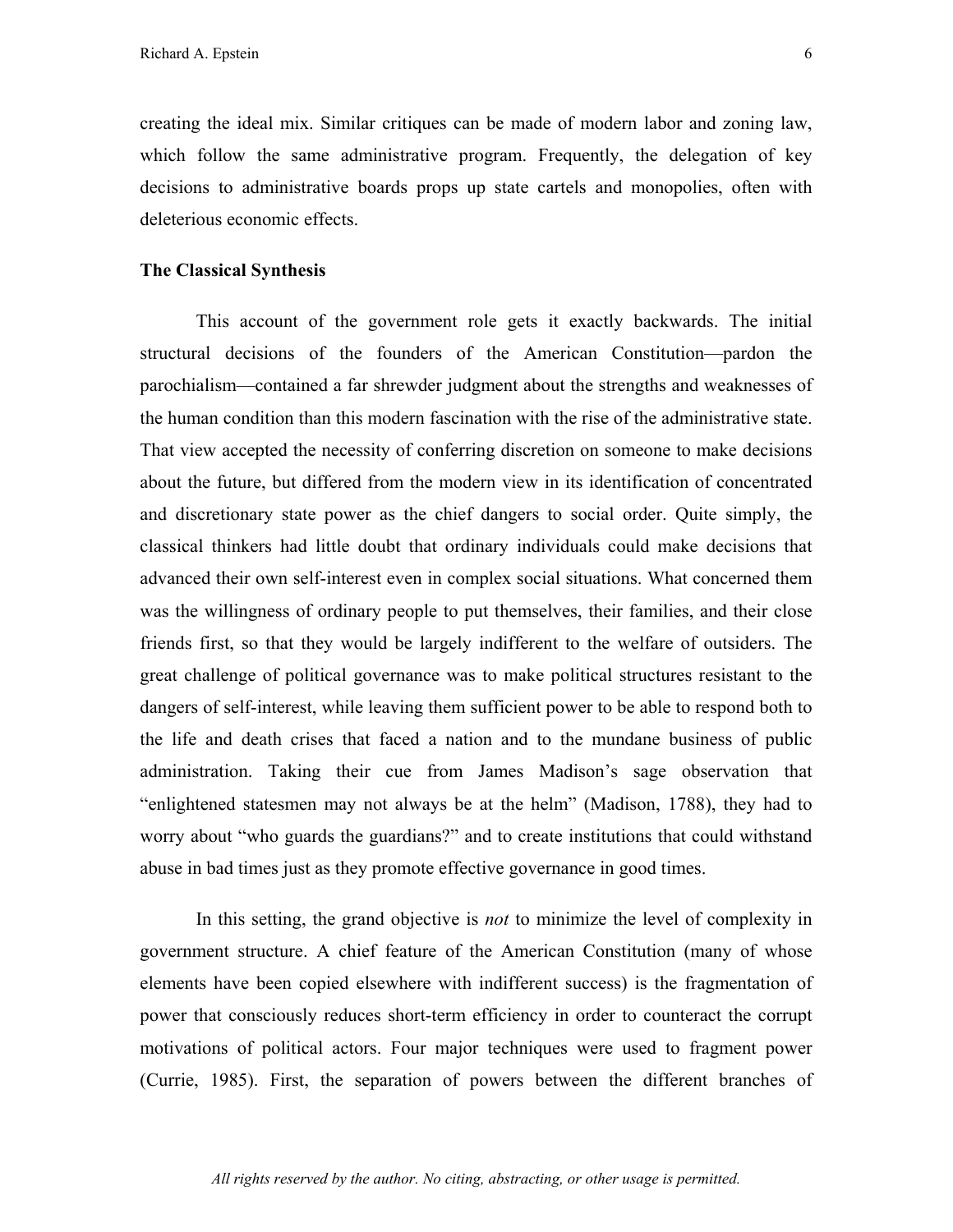creating the ideal mix. Similar critiques can be made of modern labor and zoning law, which follow the same administrative program. Frequently, the delegation of key decisions to administrative boards props up state cartels and monopolies, often with deleterious economic effects.

**The Classical Synthesis**

This account of the government role gets it exactly backwards. The initial structural decisions of the founders of the American Constitution—pardon the parochialism—contained a far shrewder judgment about the strengths and weaknesses of the human condition than this modern fascination with the rise of the administrative state. That view accepted the necessity of conferring discretion on someone to make decisions about the future, but differed from the modern view in its identification of concentrated and discretionary state power as the chief dangers to social order. Quite simply, the classical thinkers had little doubt that ordinary individuals could make decisions that advanced their own self-interest even in complex social situations. What concerned them was the willingness of ordinary people to put themselves, their families, and their close friends first, so that they would be largely indifferent to the welfare of outsiders. The great challenge of political governance was to make political structures resistant to the dangers of self-interest, while leaving them sufficient power to be able to respond both to the life and death crises that faced a nation and to the mundane business of public administration. Taking their cue from James Madison's sage observation that "enlightened statesmen may not always be at the helm" (Madison, 1788), they had to worry about "who guards the guardians?" and to create institutions that could withstand abuse in bad times just as they promote effective governance in good times.

In this setting, the grand objective is *not* to minimize the level of complexity in government structure. A chief feature of the American Constitution (many of whose elements have been copied elsewhere with indifferent success) is the fragmentation of power that consciously reduces short-term efficiency in order to counteract the corrupt motivations of political actors. Four major techniques were used to fragment power (Currie, 1985). First, the separation of powers between the different branches of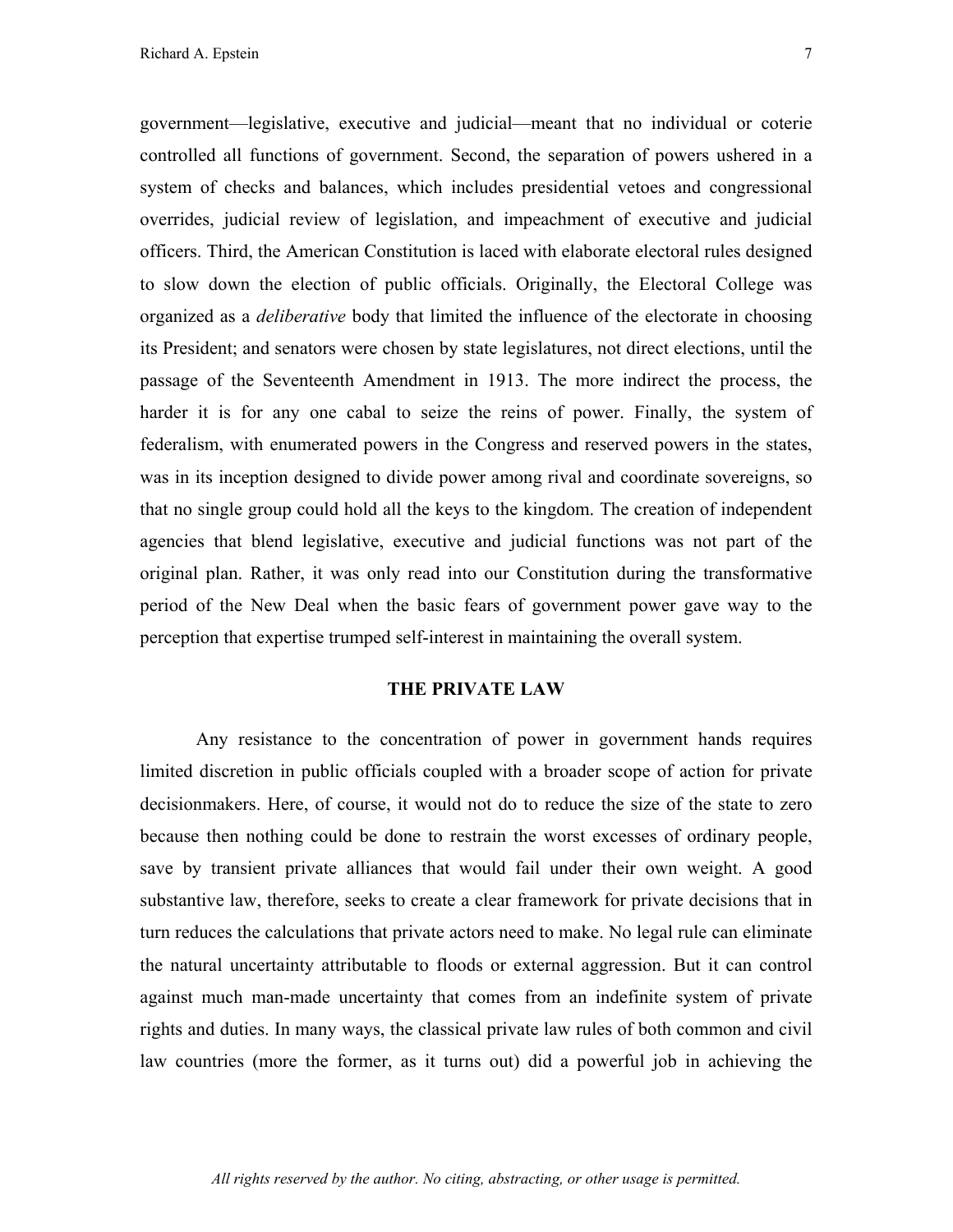government—legislative, executive and judicial—meant that no individual or coterie controlled all functions of government. Second, the separation of powers ushered in a system of checks and balances, which includes presidential vetoes and congressional overrides, judicial review of legislation, and impeachment of executive and judicial officers. Third, the American Constitution is laced with elaborate electoral rules designed to slow down the election of public officials. Originally, the Electoral College was organized as a *deliberative* body that limited the influence of the electorate in choosing its President; and senators were chosen by state legislatures, not direct elections, until the passage of the Seventeenth Amendment in 1913. The more indirect the process, the harder it is for any one cabal to seize the reins of power. Finally, the system of federalism, with enumerated powers in the Congress and reserved powers in the states, was in its inception designed to divide power among rival and coordinate sovereigns, so that no single group could hold all the keys to the kingdom. The creation of independent agencies that blend legislative, executive and judicial functions was not part of the original plan. Rather, it was only read into our Constitution during the transformative period of the New Deal when the basic fears of government power gave way to the perception that expertise trumped self-interest in maintaining the overall system.

## THE PRIVATE LAW

Any resistance to the concentration of power in government hands requires limited discretion in public officials coupled with a broader scope of action for private decisionmakers. Here, of course, it would not do to reduce the size of the state to zero because then nothing could be done to restrain the worst excesses of ordinary people, save by transient private alliances that would fail under their own weight. A good substantive law, therefore, seeks to create a clear framework for private decisions that in turn reduces the calculations that private actors need to make. No legal rule can eliminate the natural uncertainty attributable to floods or external aggression. But it can control against much man-made uncertainty that comes from an indefinite system of private rights and duties. In many ways, the classical private law rules of both common and civil law countries (more the former, as it turns out) did a powerful job in achieving the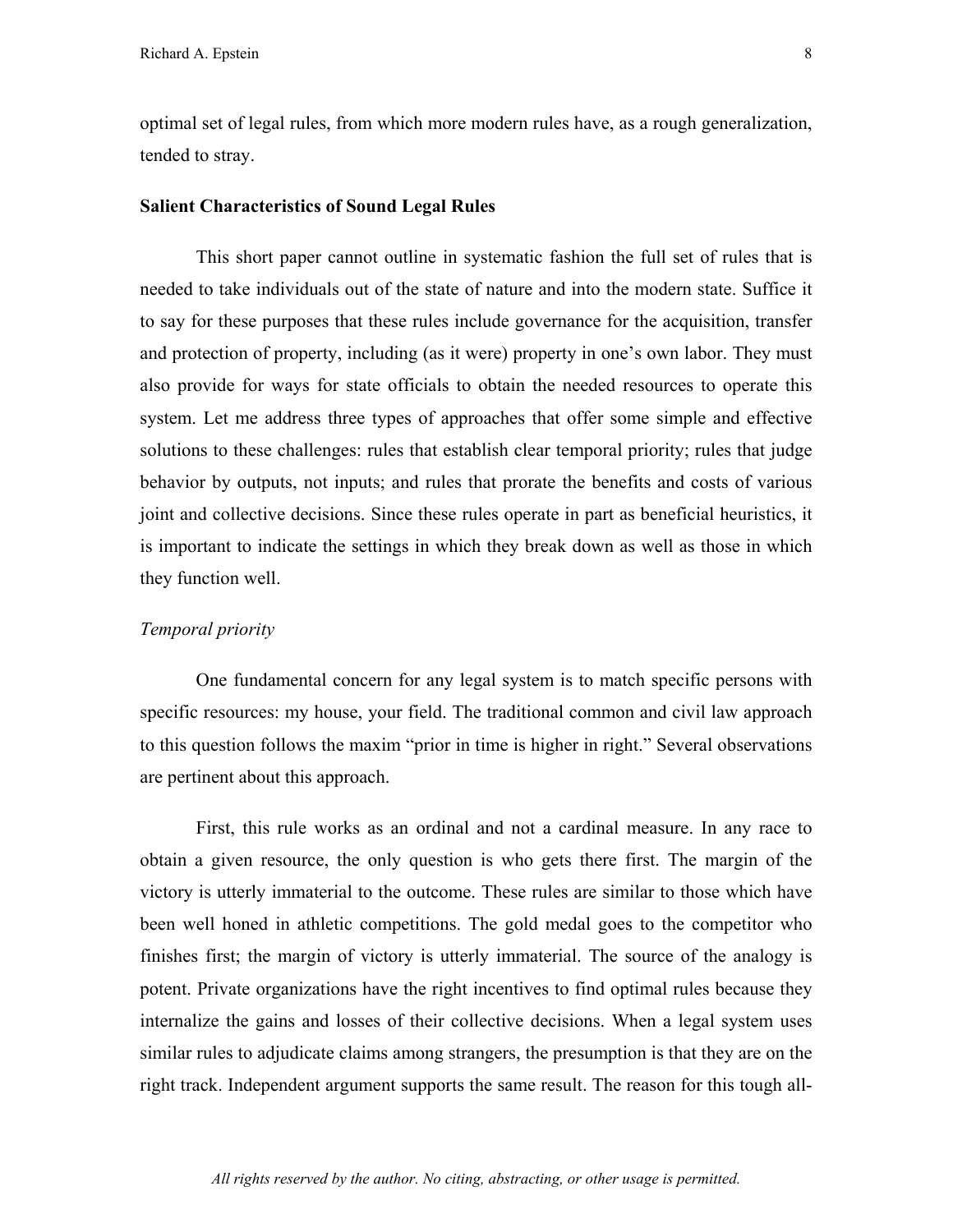optimal set of legal rules, from which more modern rules have, as a rough generalization, tended to stray.

## Salient Characteristics of Sound Legal Rules

This short paper cannot outline in systematic fashion the full set of rules that is needed to take individuals out of the state of nature and into the modern state. Suffice it to say for these purposes that these rules include governance for the acquisition, transfer and protection of property, including (as it were) property in one's own labor. They must also provide for ways for state officials to obtain the needed resources to operate this system. Let me address three types of approaches that offer some simple and effective solutions to these challenges: rules that establish clear temporal priority; rules that judge behavior by outputs, not inputs; and rules that prorate the benefits and costs of various joint and collective decisions. Since these rules operate in part as beneficial heuristics, it is important to indicate the settings in which they break down as well as those in which they function well.

### *Temporal priority*

One fundamental concern for any legal system is to match specific persons with specific resources: my house, your field. The traditional common and civil law approach to this question follows the maxim "prior in time is higher in right." Several observations are pertinent about this approach.

First, this rule works as an ordinal and not a cardinal measure. In any race to obtain a given resource, the only question is who gets there first. The margin of the victory is utterly immaterial to the outcome. These rules are similar to those which have been well honed in athletic competitions. The gold medal goes to the competitor who finishes first; the margin of victory is utterly immaterial. The source of the analogy is potent. Private organizations have the right incentives to find optimal rules because they internalize the gains and losses of their collective decisions. When a legal system uses similar rules to adjudicate claims among strangers, the presumption is that they are on the right track. Independent argument supports the same result. The reason for this tough all-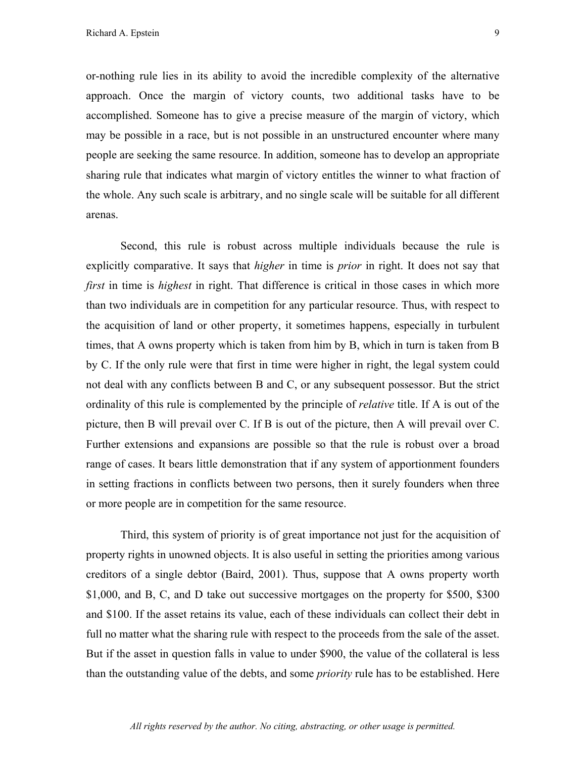or-nothing rule lies in its ability to avoid the incredible complexity of the alternative approach. Once the margin of victory counts, two additional tasks have to be accomplished. Someone has to give a precise measure of the margin of victory, which may be possible in a race, but is not possible in an unstructured encounter where many people are seeking the same resource. In addition, someone has to develop an appropriate sharing rule that indicates what margin of victory entitles the winner to what fraction of the whole. Any such scale is arbitrary, and no single scale will be suitable for all different arenas.

Second, this rule is robust across multiple individuals because the rule is explicitly comparative. It says that *higher* in time is *prior* in right. It does not say that *first* in time is *highest* in right. That difference is critical in those cases in which more than two individuals are in competition for any particular resource. Thus, with respect to the acquisition of land or other property, it sometimes happens, especially in turbulent times, that A owns property which is taken from him by B, which in turn is taken from B by C. If the only rule were that first in time were higher in right, the legal system could not deal with any conflicts between B and C, or any subsequent possessor. But the strict ordinality of this rule is complemented by the principle of *relative* title. If A is out of the picture, then B will prevail over C. If B is out of the picture, then A will prevail over C. Further extensions and expansions are possible so that the rule is robust over a broad range of cases. It bears little demonstration that if any system of apportionment founders in setting fractions in conflicts between two persons, then it surely founders when three or more people are in competition for the same resource.

Third, this system of priority is of great importance not just for the acquisition of property rights in unowned objects. It is also useful in setting the priorities among various creditors of a single debtor (Baird, 2001). Thus, suppose that A owns property worth $1,000, and B, C, and D take out successive mortgages on the property for $500, $300 and $100. If the asset retains its value, each of these individuals can collect their debt in full no matter what the sharing rule with respect to the proceeds from the sale of the asset. But if the asset in question falls in value to under $900, the value of the collateral is less than the outstanding value of the debts, and some *priority* rule has to be established. Here

*All rights reserved by the author. No citing, abstracting, or other usage is permitted.*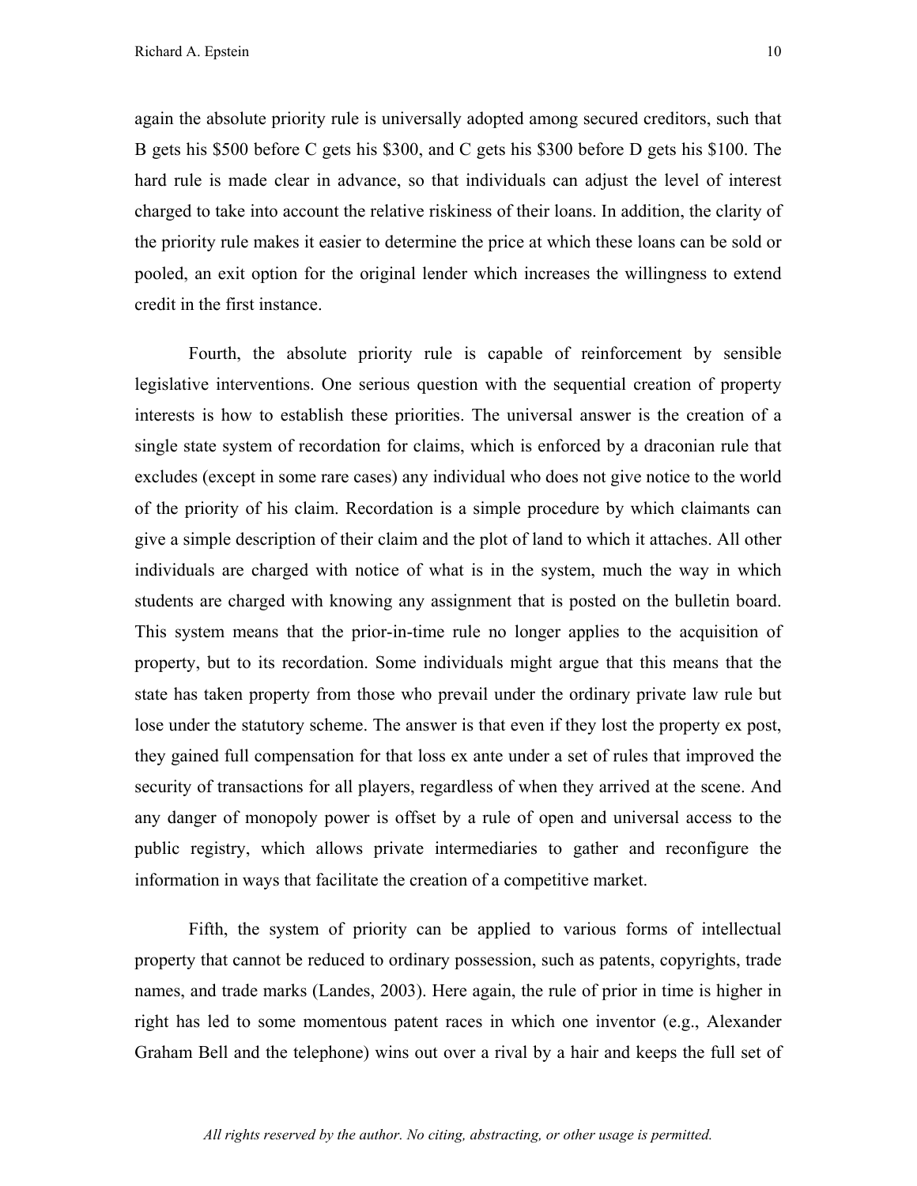again the absolute priority rule is universally adopted among secured creditors, such that B gets his $500 before C gets his $300, and C gets his $300 before D gets his $100. The hard rule is made clear in advance, so that individuals can adjust the level of interest charged to take into account the relative riskiness of their loans. In addition, the clarity of the priority rule makes it easier to determine the price at which these loans can be sold or pooled, an exit option for the original lender which increases the willingness to extend credit in the first instance.

Fourth, the absolute priority rule is capable of reinforcement by sensible legislative interventions. One serious question with the sequential creation of property interests is how to establish these priorities. The universal answer is the creation of a single state system of recordation for claims, which is enforced by a draconian rule that excludes (except in some rare cases) any individual who does not give notice to the world of the priority of his claim. Recordation is a simple procedure by which claimants can give a simple description of their claim and the plot of land to which it attaches. All other individuals are charged with notice of what is in the system, much the way in which students are charged with knowing any assignment that is posted on the bulletin board. This system means that the prior-in-time rule no longer applies to the acquisition of property, but to its recordation. Some individuals might argue that this means that the state has taken property from those who prevail under the ordinary private law rule but lose under the statutory scheme. The answer is that even if they lost the property ex post, they gained full compensation for that loss ex ante under a set of rules that improved the security of transactions for all players, regardless of when they arrived at the scene. And any danger of monopoly power is offset by a rule of open and universal access to the public registry, which allows private intermediaries to gather and reconfigure the information in ways that facilitate the creation of a competitive market.

Fifth, the system of priority can be applied to various forms of intellectual property that cannot be reduced to ordinary possession, such as patents, copyrights, trade names, and trade marks (Landes, 2003). Here again, the rule of prior in time is higher in right has led to some momentous patent races in which one inventor (e.g., Alexander Graham Bell and the telephone) wins out over a rival by a hair and keeps the full set of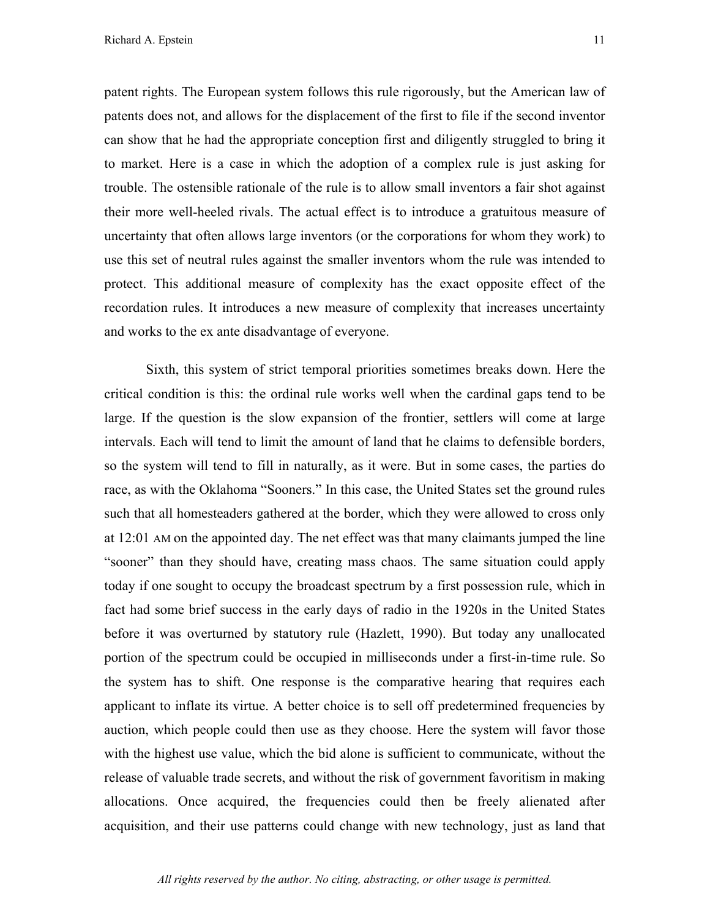patent rights. The European system follows this rule rigorously, but the American law of patents does not, and allows for the displacement of the first to file if the second inventor can show that he had the appropriate conception first and diligently struggled to bring it to market. Here is a case in which the adoption of a complex rule is just asking for trouble. The ostensible rationale of the rule is to allow small inventors a fair shot against their more well-heeled rivals. The actual effect is to introduce a gratuitous measure of uncertainty that often allows large inventors (or the corporations for whom they work) to use this set of neutral rules against the smaller inventors whom the rule was intended to protect. This additional measure of complexity has the exact opposite effect of the recordation rules. It introduces a new measure of complexity that increases uncertainty and works to the ex ante disadvantage of everyone.

Sixth, this system of strict temporal priorities sometimes breaks down. Here the critical condition is this: the ordinal rule works well when the cardinal gaps tend to be large. If the question is the slow expansion of the frontier, settlers will come at large intervals. Each will tend to limit the amount of land that he claims to defensible borders, so the system will tend to fill in naturally, as it were. But in some cases, the parties do race, as with the Oklahoma "Sooners." In this case, the United States set the ground rules such that all homesteaders gathered at the border, which they were allowed to cross only at 12:01 AM on the appointed day. The net effect was that many claimants jumped the line "sooner" than they should have, creating mass chaos. The same situation could apply today if one sought to occupy the broadcast spectrum by a first possession rule, which in fact had some brief success in the early days of radio in the 1920s in the United States before it was overturned by statutory rule (Hazlett, 1990). But today any unallocated portion of the spectrum could be occupied in milliseconds under a first-in-time rule. So the system has to shift. One response is the comparative hearing that requires each applicant to inflate its virtue. A better choice is to sell off predetermined frequencies by auction, which people could then use as they choose. Here the system will favor those with the highest use value, which the bid alone is sufficient to communicate, without the release of valuable trade secrets, and without the risk of government favoritism in making allocations. Once acquired, the frequencies could then be freely alienated after acquisition, and their use patterns could change with new technology, just as land that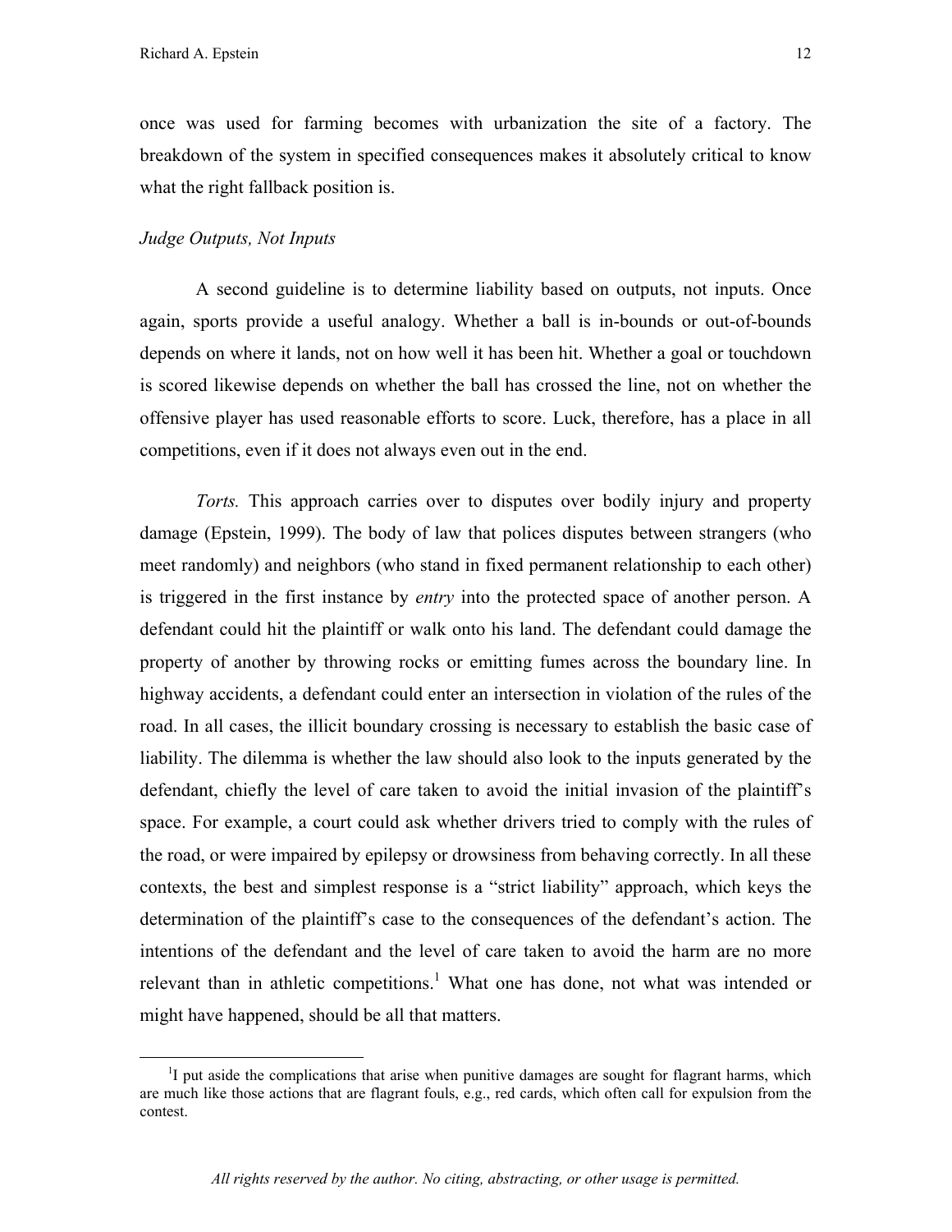once was used for farming becomes with urbanization the site of a factory. The breakdown of the system in specified consequences makes it absolutely critical to know what the right fallback position is.

*Judge Outputs, Not Inputs*

A second guideline is to determine liability based on outputs, not inputs. Once again, sports provide a useful analogy. Whether a ball is in-bounds or out-of-bounds depends on where it lands, not on how well it has been hit. Whether a goal or touchdown is scored likewise depends on whether the ball has crossed the line, not on whether the offensive player has used reasonable efforts to score. Luck, therefore, has a place in all competitions, even if it does not always even out in the end.

*Torts.* This approach carries over to disputes over bodily injury and property damage (Epstein, 1999). The body of law that polices disputes between strangers (who meet randomly) and neighbors (who stand in fixed permanent relationship to each other) is triggered in the first instance by *entry* into the protected space of another person. A defendant could hit the plaintiff or walk onto his land. The defendant could damage the property of another by throwing rocks or emitting fumes across the boundary line. In highway accidents, a defendant could enter an intersection in violation of the rules of the road. In all cases, the illicit boundary crossing is necessary to establish the basic case of liability. The dilemma is whether the law should also look to the inputs generated by the defendant, chiefly the level of care taken to avoid the initial invasion of the plaintiff's space. For example, a court could ask whether drivers tried to comply with the rules of the road, or were impaired by epilepsy or drowsiness from behaving correctly. In all these contexts, the best and simplest response is a "strict liability" approach, which keys the determination of the plaintiff's case to the consequences of the defendant's action. The intentions of the defendant and the level of care taken to avoid the harm are no more relevant than in athletic competitions.[1] What one has done, not what was intended or might have happened, should be all that matters.

[1] I put aside the complications that arise when punitive damages are sought for flagrant harms, which are much like those actions that are flagrant fouls, e.g., red cards, which often call for expulsion from the contest.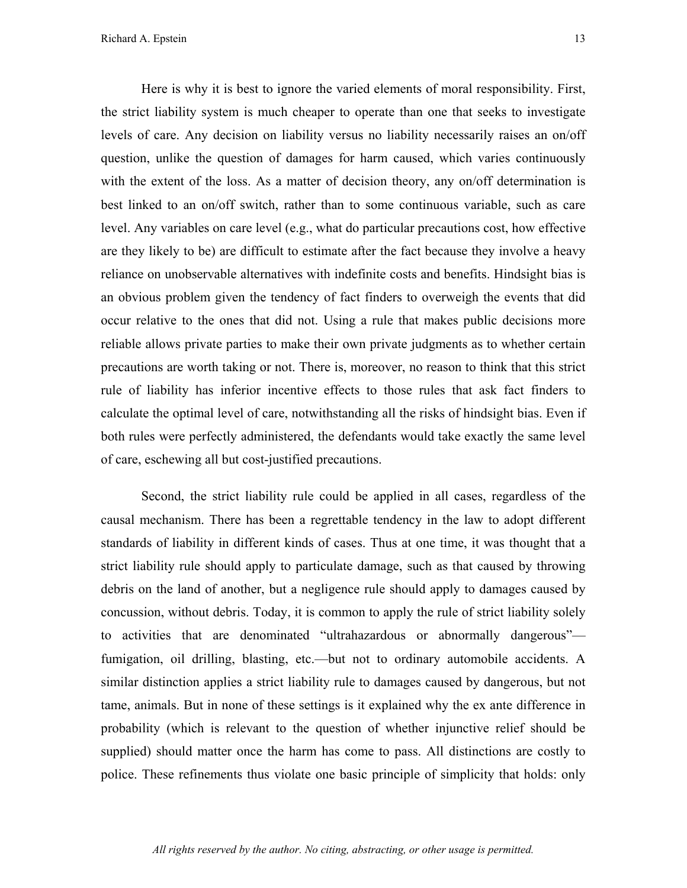Here is why it is best to ignore the varied elements of moral responsibility. First, the strict liability system is much cheaper to operate than one that seeks to investigate levels of care. Any decision on liability versus no liability necessarily raises an on/off question, unlike the question of damages for harm caused, which varies continuously with the extent of the loss. As a matter of decision theory, any on/off determination is best linked to an on/off switch, rather than to some continuous variable, such as care level. Any variables on care level (e.g., what do particular precautions cost, how effective are they likely to be) are difficult to estimate after the fact because they involve a heavy reliance on unobservable alternatives with indefinite costs and benefits. Hindsight bias is an obvious problem given the tendency of fact finders to overweigh the events that did occur relative to the ones that did not. Using a rule that makes public decisions more reliable allows private parties to make their own private judgments as to whether certain precautions are worth taking or not. There is, moreover, no reason to think that this strict rule of liability has inferior incentive effects to those rules that ask fact finders to calculate the optimal level of care, notwithstanding all the risks of hindsight bias. Even if both rules were perfectly administered, the defendants would take exactly the same level of care, eschewing all but cost-justified precautions.

Second, the strict liability rule could be applied in all cases, regardless of the causal mechanism. There has been a regrettable tendency in the law to adopt different standards of liability in different kinds of cases. Thus at one time, it was thought that a strict liability rule should apply to particulate damage, such as that caused by throwing debris on the land of another, but a negligence rule should apply to damages caused by concussion, without debris. Today, it is common to apply the rule of strict liability solely to activities that are denominated "ultrahazardous or abnormally dangerous"—fumigation, oil drilling, blasting, etc.—but not to ordinary automobile accidents. A similar distinction applies a strict liability rule to damages caused by dangerous, but not tame, animals. But in none of these settings is it explained why the ex ante difference in probability (which is relevant to the question of whether injunctive relief should be supplied) should matter once the harm has come to pass. All distinctions are costly to police. These refinements thus violate one basic principle of simplicity that holds: only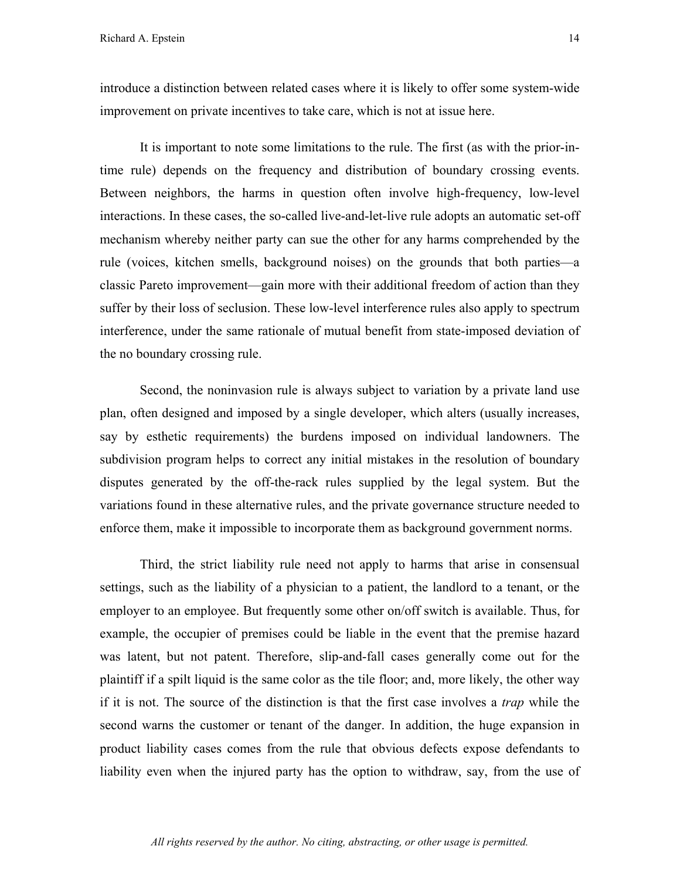introduce a distinction between related cases where it is likely to offer some system-wide improvement on private incentives to take care, which is not at issue here.

It is important to note some limitations to the rule. The first (as with the prior-in-time rule) depends on the frequency and distribution of boundary crossing events. Between neighbors, the harms in question often involve high-frequency, low-level interactions. In these cases, the so-called live-and-let-live rule adopts an automatic set-off mechanism whereby neither party can sue the other for any harms comprehended by the rule (voices, kitchen smells, background noises) on the grounds that both parties—a classic Pareto improvement—gain more with their additional freedom of action than they suffer by their loss of seclusion. These low-level interference rules also apply to spectrum interference, under the same rationale of mutual benefit from state-imposed deviation of the no boundary crossing rule.

Second, the noninvasion rule is always subject to variation by a private land use plan, often designed and imposed by a single developer, which alters (usually increases, say by esthetic requirements) the burdens imposed on individual landowners. The subdivision program helps to correct any initial mistakes in the resolution of boundary disputes generated by the off-the-rack rules supplied by the legal system. But the variations found in these alternative rules, and the private governance structure needed to enforce them, make it impossible to incorporate them as background government norms.

Third, the strict liability rule need not apply to harms that arise in consensual settings, such as the liability of a physician to a patient, the landlord to a tenant, or the employer to an employee. But frequently some other on/off switch is available. Thus, for example, the occupier of premises could be liable in the event that the premise hazard was latent, but not patent. Therefore, slip-and-fall cases generally come out for the plaintiff if a spilt liquid is the same color as the tile floor; and, more likely, the other way if it is not. The source of the distinction is that the first case involves a *trap* while the second warns the customer or tenant of the danger. In addition, the huge expansion in product liability cases comes from the rule that obvious defects expose defendants to liability even when the injured party has the option to withdraw, say, from the use of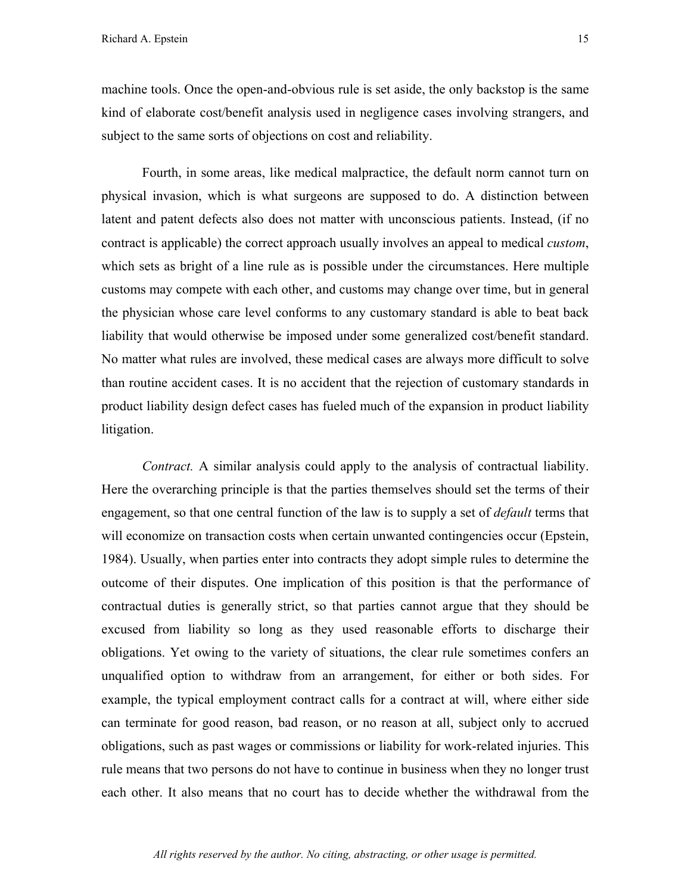machine tools. Once the open-and-obvious rule is set aside, the only backstop is the same kind of elaborate cost/benefit analysis used in negligence cases involving strangers, and subject to the same sorts of objections on cost and reliability.

Fourth, in some areas, like medical malpractice, the default norm cannot turn on physical invasion, which is what surgeons are supposed to do. A distinction between latent and patent defects also does not matter with unconscious patients. Instead, (if no contract is applicable) the correct approach usually involves an appeal to medical *custom*, which sets as bright of a line rule as is possible under the circumstances. Here multiple customs may compete with each other, and customs may change over time, but in general the physician whose care level conforms to any customary standard is able to beat back liability that would otherwise be imposed under some generalized cost/benefit standard. No matter what rules are involved, these medical cases are always more difficult to solve than routine accident cases. It is no accident that the rejection of customary standards in product liability design defect cases has fueled much of the expansion in product liability litigation.

*Contract.* A similar analysis could apply to the analysis of contractual liability. Here the overarching principle is that the parties themselves should set the terms of their engagement, so that one central function of the law is to supply a set of *default* terms that will economize on transaction costs when certain unwanted contingencies occur (Epstein, 1984). Usually, when parties enter into contracts they adopt simple rules to determine the outcome of their disputes. One implication of this position is that the performance of contractual duties is generally strict, so that parties cannot argue that they should be excused from liability so long as they used reasonable efforts to discharge their obligations. Yet owing to the variety of situations, the clear rule sometimes confers an unqualified option to withdraw from an arrangement, for either or both sides. For example, the typical employment contract calls for a contract at will, where either side can terminate for good reason, bad reason, or no reason at all, subject only to accrued obligations, such as past wages or commissions or liability for work-related injuries. This rule means that two persons do not have to continue in business when they no longer trust each other. It also means that no court has to decide whether the withdrawal from the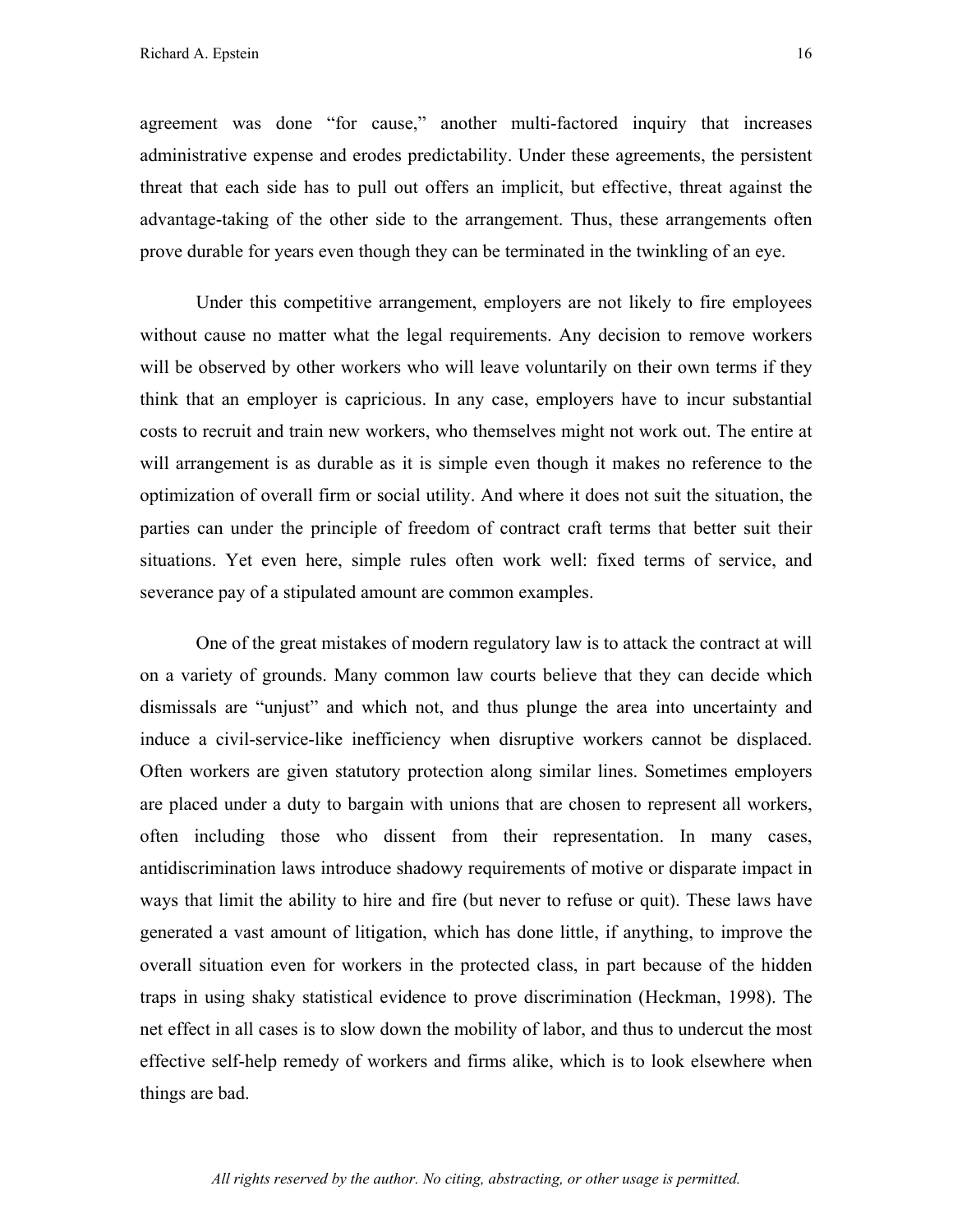agreement was done "for cause," another multi-factored inquiry that increases administrative expense and erodes predictability. Under these agreements, the persistent threat that each side has to pull out offers an implicit, but effective, threat against the advantage-taking of the other side to the arrangement. Thus, these arrangements often prove durable for years even though they can be terminated in the twinkling of an eye.

Under this competitive arrangement, employers are not likely to fire employees without cause no matter what the legal requirements. Any decision to remove workers will be observed by other workers who will leave voluntarily on their own terms if they think that an employer is capricious. In any case, employers have to incur substantial costs to recruit and train new workers, who themselves might not work out. The entire at will arrangement is as durable as it is simple even though it makes no reference to the optimization of overall firm or social utility. And where it does not suit the situation, the parties can under the principle of freedom of contract craft terms that better suit their situations. Yet even here, simple rules often work well: fixed terms of service, and severance pay of a stipulated amount are common examples.

One of the great mistakes of modern regulatory law is to attack the contract at will on a variety of grounds. Many common law courts believe that they can decide which dismissals are "unjust" and which not, and thus plunge the area into uncertainty and induce a civil-service-like inefficiency when disruptive workers cannot be displaced. Often workers are given statutory protection along similar lines. Sometimes employers are placed under a duty to bargain with unions that are chosen to represent all workers, often including those who dissent from their representation. In many cases, antidiscrimination laws introduce shadowy requirements of motive or disparate impact in ways that limit the ability to hire and fire (but never to refuse or quit). These laws have generated a vast amount of litigation, which has done little, if anything, to improve the overall situation even for workers in the protected class, in part because of the hidden traps in using shaky statistical evidence to prove discrimination (Heckman, 1998). The net effect in all cases is to slow down the mobility of labor, and thus to undercut the most effective self-help remedy of workers and firms alike, which is to look elsewhere when things are bad.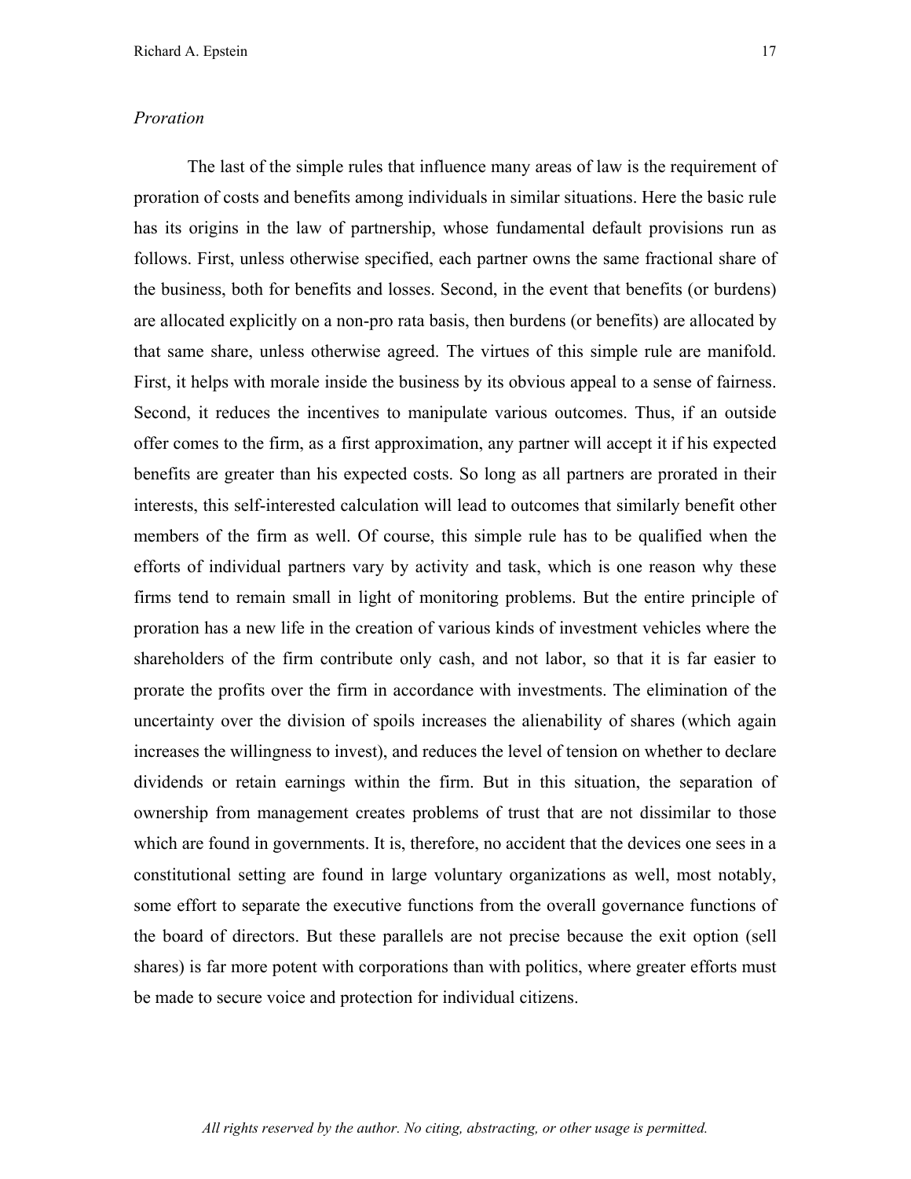*Proration*

The last of the simple rules that influence many areas of law is the requirement of proration of costs and benefits among individuals in similar situations. Here the basic rule has its origins in the law of partnership, whose fundamental default provisions run as follows. First, unless otherwise specified, each partner owns the same fractional share of the business, both for benefits and losses. Second, in the event that benefits (or burdens) are allocated explicitly on a non-pro rata basis, then burdens (or benefits) are allocated by that same share, unless otherwise agreed. The virtues of this simple rule are manifold. First, it helps with morale inside the business by its obvious appeal to a sense of fairness. Second, it reduces the incentives to manipulate various outcomes. Thus, if an outside offer comes to the firm, as a first approximation, any partner will accept it if his expected benefits are greater than his expected costs. So long as all partners are prorated in their interests, this self-interested calculation will lead to outcomes that similarly benefit other members of the firm as well. Of course, this simple rule has to be qualified when the efforts of individual partners vary by activity and task, which is one reason why these firms tend to remain small in light of monitoring problems. But the entire principle of proration has a new life in the creation of various kinds of investment vehicles where the shareholders of the firm contribute only cash, and not labor, so that it is far easier to prorate the profits over the firm in accordance with investments. The elimination of the uncertainty over the division of spoils increases the alienability of shares (which again increases the willingness to invest), and reduces the level of tension on whether to declare dividends or retain earnings within the firm. But in this situation, the separation of ownership from management creates problems of trust that are not dissimilar to those which are found in governments. It is, therefore, no accident that the devices one sees in a constitutional setting are found in large voluntary organizations as well, most notably, some effort to separate the executive functions from the overall governance functions of the board of directors. But these parallels are not precise because the exit option (sell shares) is far more potent with corporations than with politics, where greater efforts must be made to secure voice and protection for individual citizens.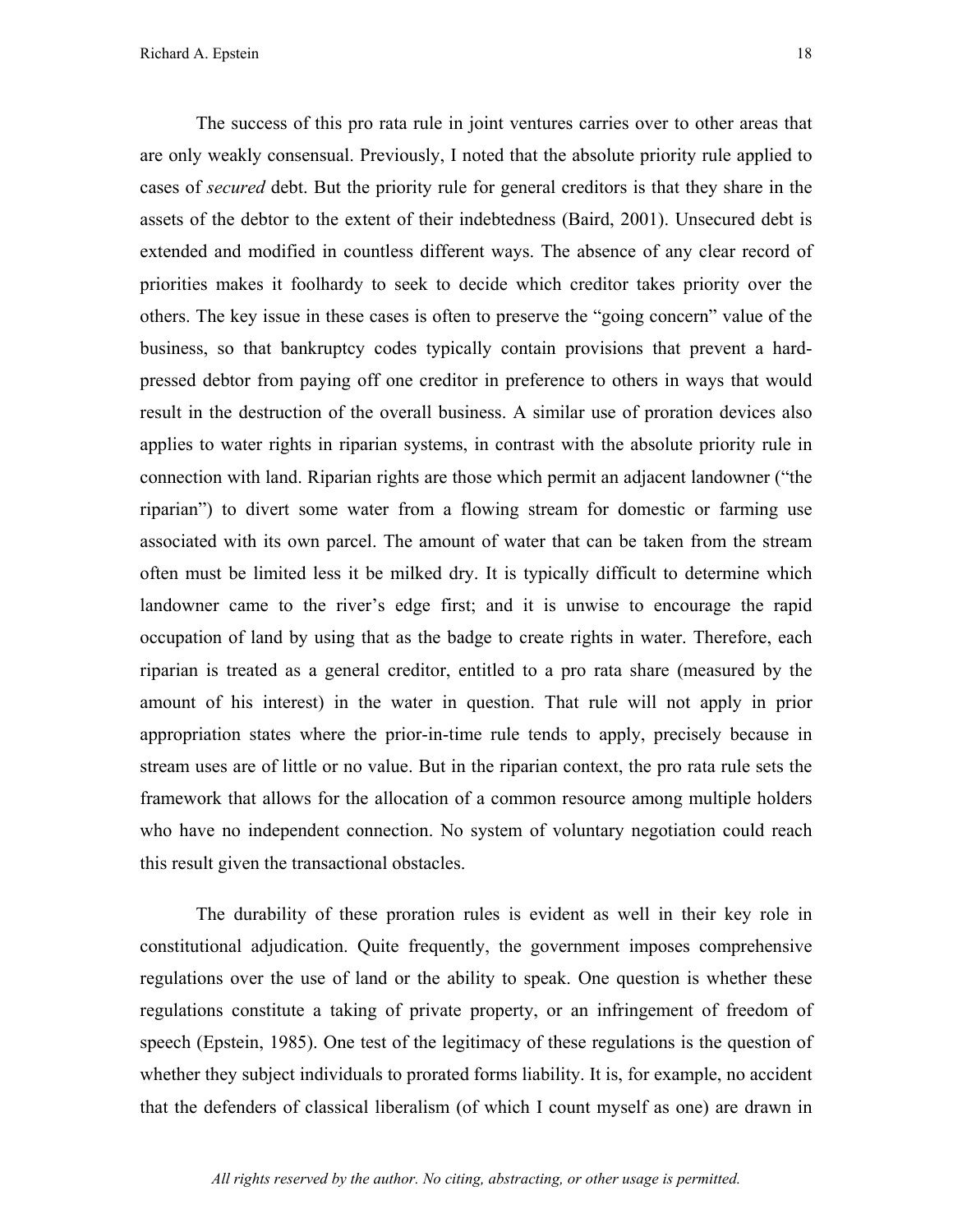The success of this pro rata rule in joint ventures carries over to other areas that are only weakly consensual. Previously, I noted that the absolute priority rule applied to cases of *secured* debt. But the priority rule for general creditors is that they share in the assets of the debtor to the extent of their indebtedness (Baird, 2001). Unsecured debt is extended and modified in countless different ways. The absence of any clear record of priorities makes it foolhardy to seek to decide which creditor takes priority over the others. The key issue in these cases is often to preserve the "going concern" value of the business, so that bankruptcy codes typically contain provisions that prevent a hard-pressed debtor from paying off one creditor in preference to others in ways that would result in the destruction of the overall business. A similar use of proration devices also applies to water rights in riparian systems, in contrast with the absolute priority rule in connection with land. Riparian rights are those which permit an adjacent landowner ("the riparian") to divert some water from a flowing stream for domestic or farming use associated with its own parcel. The amount of water that can be taken from the stream often must be limited less it be milked dry. It is typically difficult to determine which landowner came to the river's edge first; and it is unwise to encourage the rapid occupation of land by using that as the badge to create rights in water. Therefore, each riparian is treated as a general creditor, entitled to a pro rata share (measured by the amount of his interest) in the water in question. That rule will not apply in prior appropriation states where the prior-in-time rule tends to apply, precisely because in stream uses are of little or no value. But in the riparian context, the pro rata rule sets the framework that allows for the allocation of a common resource among multiple holders who have no independent connection. No system of voluntary negotiation could reach this result given the transactional obstacles.

The durability of these proration rules is evident as well in their key role in constitutional adjudication. Quite frequently, the government imposes comprehensive regulations over the use of land or the ability to speak. One question is whether these regulations constitute a taking of private property, or an infringement of freedom of speech (Epstein, 1985). One test of the legitimacy of these regulations is the question of whether they subject individuals to prorated forms liability. It is, for example, no accident that the defenders of classical liberalism (of which I count myself as one) are drawn in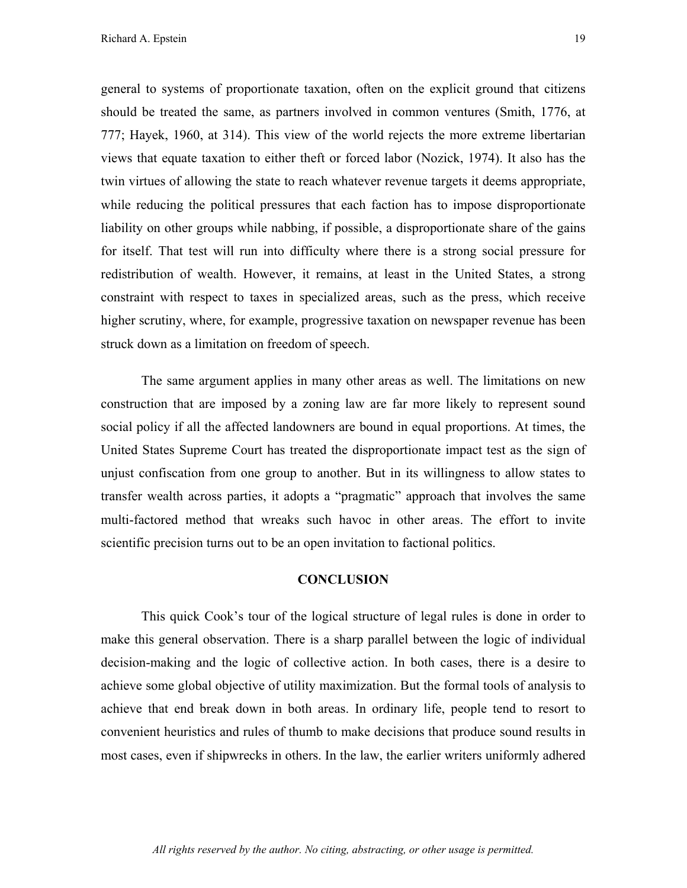general to systems of proportionate taxation, often on the explicit ground that citizens should be treated the same, as partners involved in common ventures (Smith, 1776, at 777; Hayek, 1960, at 314). This view of the world rejects the more extreme libertarian views that equate taxation to either theft or forced labor (Nozick, 1974). It also has the twin virtues of allowing the state to reach whatever revenue targets it deems appropriate, while reducing the political pressures that each faction has to impose disproportionate liability on other groups while nabbing, if possible, a disproportionate share of the gains for itself. That test will run into difficulty where there is a strong social pressure for redistribution of wealth. However, it remains, at least in the United States, a strong constraint with respect to taxes in specialized areas, such as the press, which receive higher scrutiny, where, for example, progressive taxation on newspaper revenue has been struck down as a limitation on freedom of speech.

The same argument applies in many other areas as well. The limitations on new construction that are imposed by a zoning law are far more likely to represent sound social policy if all the affected landowners are bound in equal proportions. At times, the United States Supreme Court has treated the disproportionate impact test as the sign of unjust confiscation from one group to another. But in its willingness to allow states to transfer wealth across parties, it adopts a "pragmatic" approach that involves the same multi-factored method that wreaks such havoc in other areas. The effort to invite scientific precision turns out to be an open invitation to factional politics.

## CONCLUSION

This quick Cook's tour of the logical structure of legal rules is done in order to make this general observation. There is a sharp parallel between the logic of individual decision-making and the logic of collective action. In both cases, there is a desire to achieve some global objective of utility maximization. But the formal tools of analysis to achieve that end break down in both areas. In ordinary life, people tend to resort to convenient heuristics and rules of thumb to make decisions that produce sound results in most cases, even if shipwrecks in others. In the law, the earlier writers uniformly adhered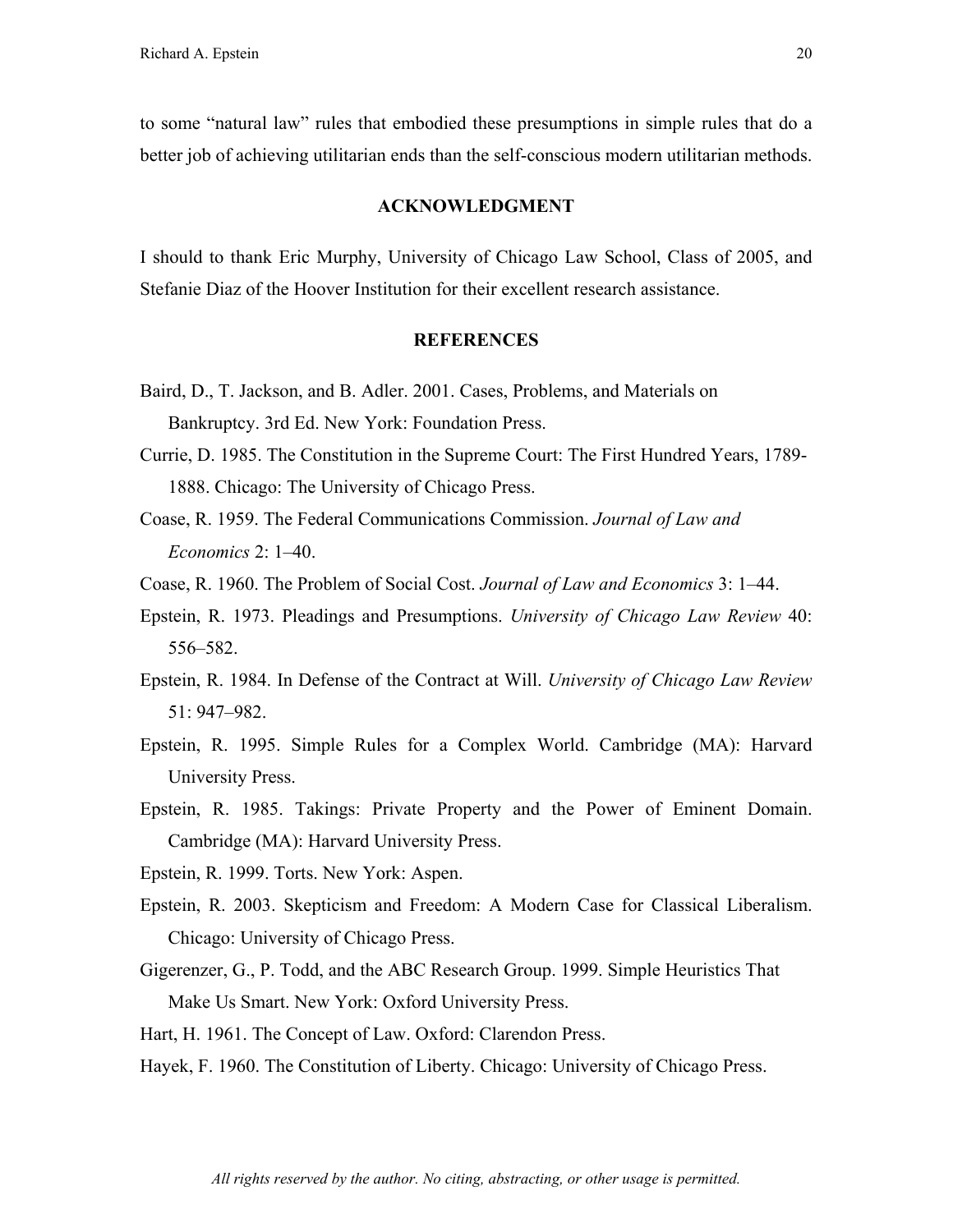to some "natural law" rules that embodied these presumptions in simple rules that do a better job of achieving utilitarian ends than the self-conscious modern utilitarian methods.

## ACKNOWLEDGMENT

I should to thank Eric Murphy, University of Chicago Law School, Class of 2005, and Stefanie Diaz of the Hoover Institution for their excellent research assistance.

## REFERENCES

Baird, D., T. Jackson, and B. Adler. 2001. Cases, Problems, and Materials on Bankruptcy. 3rd Ed. New York: Foundation Press.

Currie, D. 1985. The Constitution in the Supreme Court: The First Hundred Years, 1789-1888. Chicago: The University of Chicago Press.

Coase, R. 1959. The Federal Communications Commission. *Journal of Law and Economics* 2: 1–40.

Coase, R. 1960. The Problem of Social Cost. *Journal of Law and Economics* 3: 1–44.

Epstein, R. 1973. Pleadings and Presumptions. *University of Chicago Law Review* 40: 556–582.

Epstein, R. 1984. In Defense of the Contract at Will. *University of Chicago Law Review* 51: 947–982.

Epstein, R. 1995. Simple Rules for a Complex World. Cambridge (MA): Harvard University Press.

Epstein, R. 1985. Takings: Private Property and the Power of Eminent Domain. Cambridge (MA): Harvard University Press.

Epstein, R. 1999. Torts. New York: Aspen.

Epstein, R. 2003. Skepticism and Freedom: A Modern Case for Classical Liberalism. Chicago: University of Chicago Press.

Gigerenzer, G., P. Todd, and the ABC Research Group. 1999. Simple Heuristics That Make Us Smart. New York: Oxford University Press.

Hart, H. 1961. The Concept of Law. Oxford: Clarendon Press.

Hayek, F. 1960. The Constitution of Liberty. Chicago: University of Chicago Press.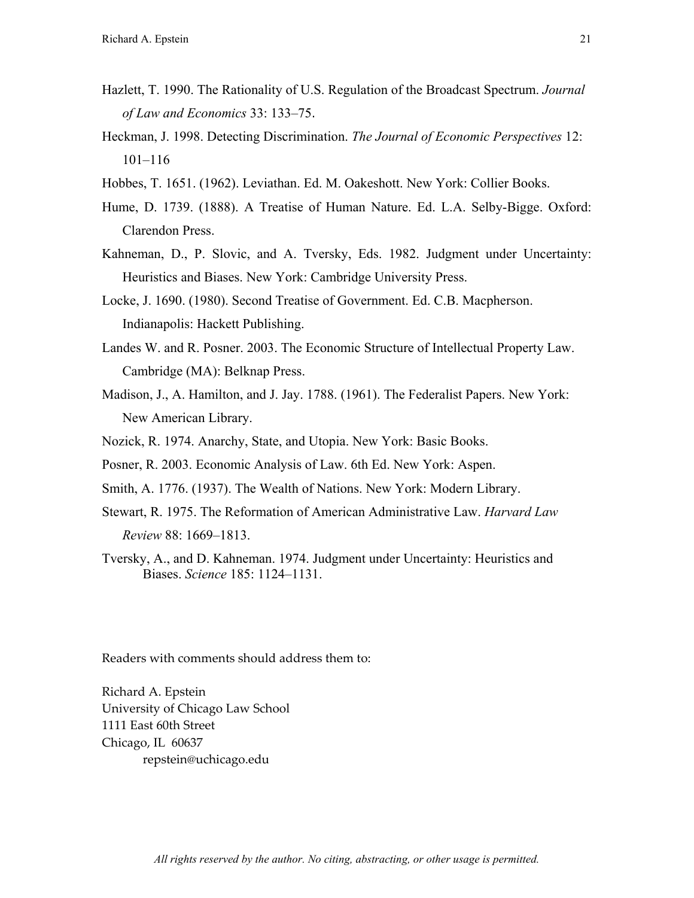Hazlett, T. 1990. The Rationality of U.S. Regulation of the Broadcast Spectrum. *Journal of Law and Economics* 33: 133–75.

Heckman, J. 1998. Detecting Discrimination. *The Journal of Economic Perspectives* 12: 101–116

Hobbes, T. 1651. (1962). Leviathan. Ed. M. Oakeshott. New York: Collier Books.

Hume, D. 1739. (1888). A Treatise of Human Nature. Ed. L.A. Selby-Bigge. Oxford: Clarendon Press.

Kahneman, D., P. Slovic, and A. Tversky, Eds. 1982. Judgment under Uncertainty: Heuristics and Biases. New York: Cambridge University Press.

Locke, J. 1690. (1980). Second Treatise of Government. Ed. C.B. Macpherson. Indianapolis: Hackett Publishing.

Landes W. and R. Posner. 2003. The Economic Structure of Intellectual Property Law. Cambridge (MA): Belknap Press.

Madison, J., A. Hamilton, and J. Jay. 1788. (1961). The Federalist Papers. New York: New American Library.

Nozick, R. 1974. Anarchy, State, and Utopia. New York: Basic Books.

Posner, R. 2003. Economic Analysis of Law. 6th Ed. New York: Aspen.

Smith, A. 1776. (1937). The Wealth of Nations. New York: Modern Library.

Stewart, R. 1975. The Reformation of American Administrative Law. *Harvard Law Review* 88: 1669–1813.

Tversky, A., and D. Kahneman. 1974. Judgment under Uncertainty: Heuristics and Biases. *Science* 185: 1124–1131.

Readers with comments should address them to:

Richard A. Epstein
University of Chicago Law School
1111 East 60th Street
Chicago, IL 60637
repstein@uchicago.edu

*All rights reserved by the author. No citing, abstracting, or other usage is permitted.*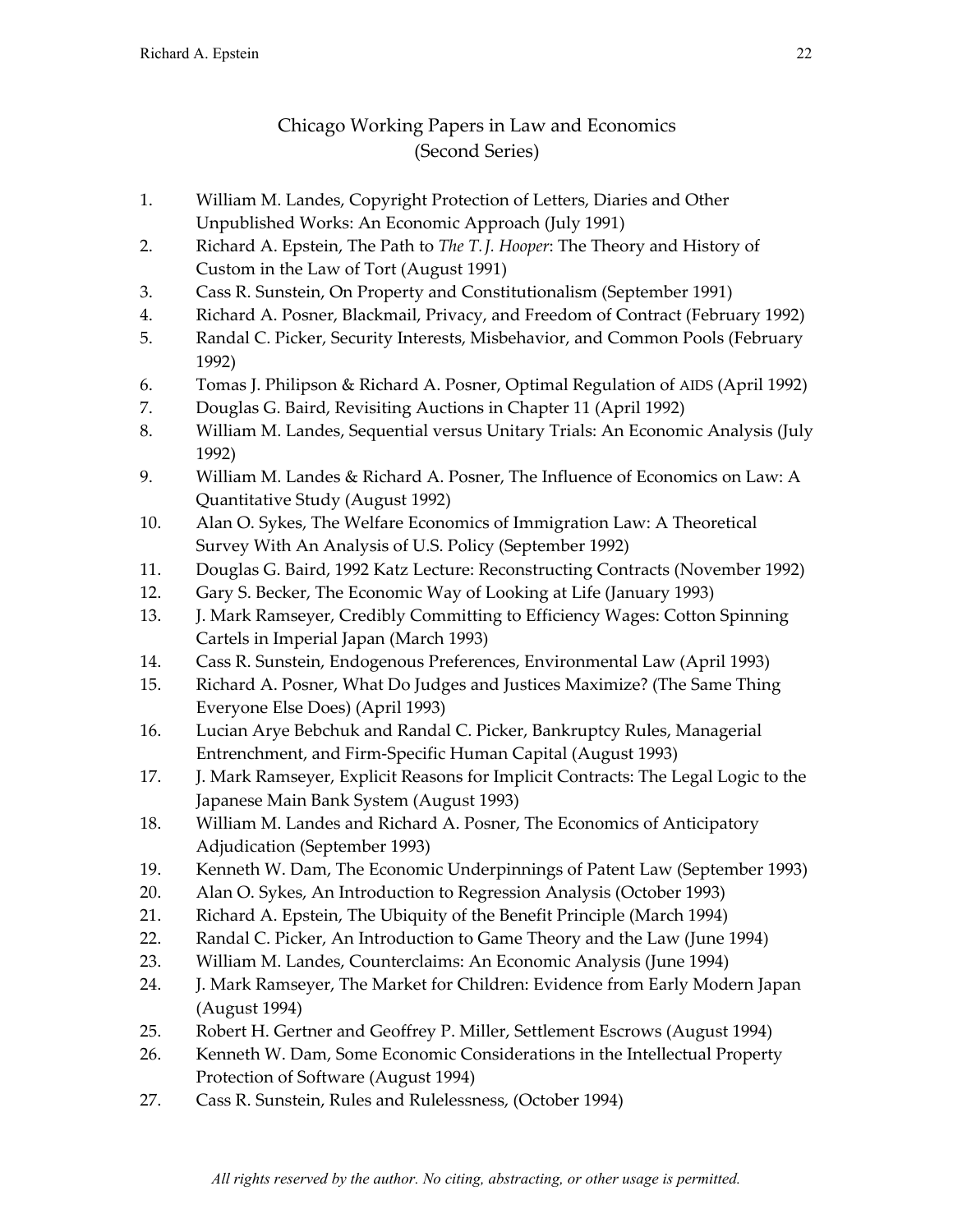# Chicago Working Papers in Law and Economics
## (Second Series)

1. William M. Landes, Copyright Protection of Letters, Diaries and Other Unpublished Works: An Economic Approach (July 1991)
2. Richard A. Epstein, The Path to *The T. J. Hooper*: The Theory and History of Custom in the Law of Tort (August 1991)
3. Cass R. Sunstein, On Property and Constitutionalism (September 1991)
4. Richard A. Posner, Blackmail, Privacy, and Freedom of Contract (February 1992)
5. Randal C. Picker, Security Interests, Misbehavior, and Common Pools (February 1992)
6. Tomas J. Philipson & Richard A. Posner, Optimal Regulation of AIDS (April 1992)
7. Douglas G. Baird, Revisiting Auctions in Chapter 11 (April 1992)
8. William M. Landes, Sequential versus Unitary Trials: An Economic Analysis (July 1992)
9. William M. Landes & Richard A. Posner, The Influence of Economics on Law: A Quantitative Study (August 1992)
10. Alan O. Sykes, The Welfare Economics of Immigration Law: A Theoretical Survey With An Analysis of U.S. Policy (September 1992)
11. Douglas G. Baird, 1992 Katz Lecture: Reconstructing Contracts (November 1992)
12. Gary S. Becker, The Economic Way of Looking at Life (January 1993)
13. J. Mark Ramseyer, Credibly Committing to Efficiency Wages: Cotton Spinning Cartels in Imperial Japan (March 1993)
14. Cass R. Sunstein, Endogenous Preferences, Environmental Law (April 1993)
15. Richard A. Posner, What Do Judges and Justices Maximize? (The Same Thing Everyone Else Does) (April 1993)
16. Lucian Arye Bebchuk and Randal C. Picker, Bankruptcy Rules, Managerial Entrenchment, and Firm-Specific Human Capital (August 1993)
17. J. Mark Ramseyer, Explicit Reasons for Implicit Contracts: The Legal Logic to the Japanese Main Bank System (August 1993)
18. William M. Landes and Richard A. Posner, The Economics of Anticipatory Adjudication (September 1993)
19. Kenneth W. Dam, The Economic Underpinnings of Patent Law (September 1993)
20. Alan O. Sykes, An Introduction to Regression Analysis (October 1993)
21. Richard A. Epstein, The Ubiquity of the Benefit Principle (March 1994)
22. Randal C. Picker, An Introduction to Game Theory and the Law (June 1994)
23. William M. Landes, Counterclaims: An Economic Analysis (June 1994)
24. J. Mark Ramseyer, The Market for Children: Evidence from Early Modern Japan (August 1994)
25. Robert H. Gertner and Geoffrey P. Miller, Settlement Escrows (August 1994)
26. Kenneth W. Dam, Some Economic Considerations in the Intellectual Property Protection of Software (August 1994)
27. Cass R. Sunstein, Rules and Rulelessness, (October 1994)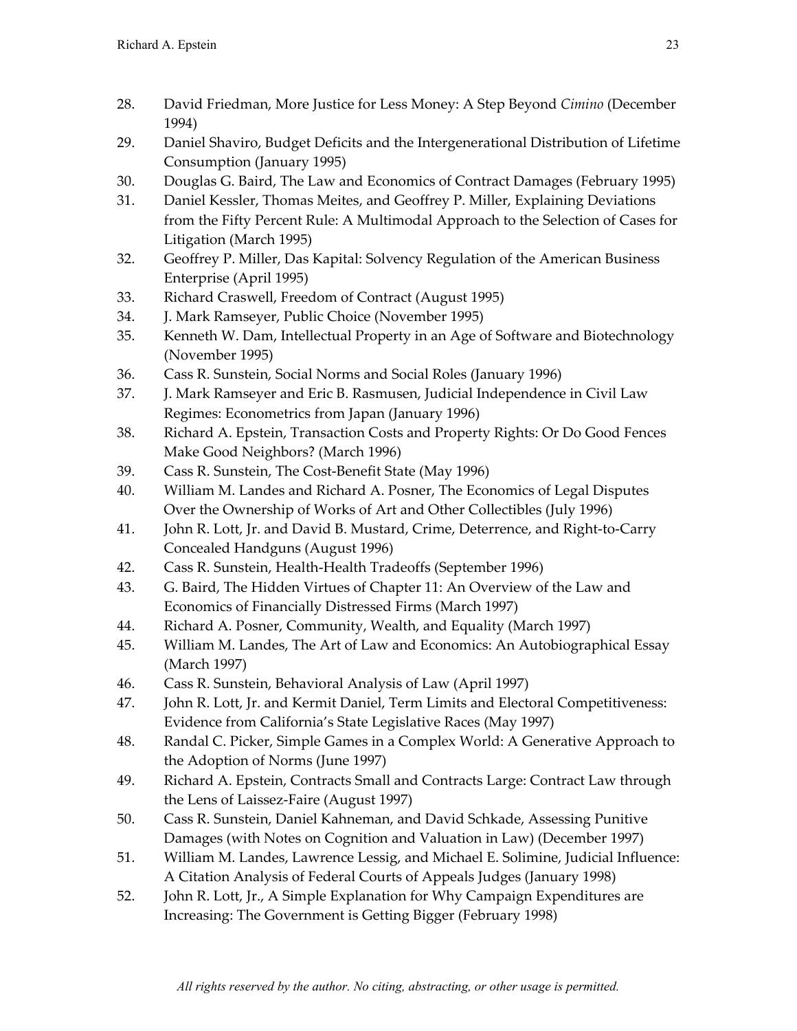28. David Friedman, More Justice for Less Money: A Step Beyond *Cimino* (December 1994)
29. Daniel Shaviro, Budget Deficits and the Intergenerational Distribution of Lifetime Consumption (January 1995)
30. Douglas G. Baird, The Law and Economics of Contract Damages (February 1995)
31. Daniel Kessler, Thomas Meites, and Geoffrey P. Miller, Explaining Deviations from the Fifty Percent Rule: A Multimodal Approach to the Selection of Cases for Litigation (March 1995)
32. Geoffrey P. Miller, Das Kapital: Solvency Regulation of the American Business Enterprise (April 1995)
33. Richard Craswell, Freedom of Contract (August 1995)
34. J. Mark Ramseyer, Public Choice (November 1995)
35. Kenneth W. Dam, Intellectual Property in an Age of Software and Biotechnology (November 1995)
36. Cass R. Sunstein, Social Norms and Social Roles (January 1996)
37. J. Mark Ramseyer and Eric B. Rasmusen, Judicial Independence in Civil Law Regimes: Econometrics from Japan (January 1996)
38. Richard A. Epstein, Transaction Costs and Property Rights: Or Do Good Fences Make Good Neighbors? (March 1996)
39. Cass R. Sunstein, The Cost-Benefit State (May 1996)
40. William M. Landes and Richard A. Posner, The Economics of Legal Disputes Over the Ownership of Works of Art and Other Collectibles (July 1996)
41. John R. Lott, Jr. and David B. Mustard, Crime, Deterrence, and Right-to-Carry Concealed Handguns (August 1996)
42. Cass R. Sunstein, Health-Health Tradeoffs (September 1996)
43. G. Baird, The Hidden Virtues of Chapter 11: An Overview of the Law and Economics of Financially Distressed Firms (March 1997)
44. Richard A. Posner, Community, Wealth, and Equality (March 1997)
45. William M. Landes, The Art of Law and Economics: An Autobiographical Essay (March 1997)
46. Cass R. Sunstein, Behavioral Analysis of Law (April 1997)
47. John R. Lott, Jr. and Kermit Daniel, Term Limits and Electoral Competitiveness: Evidence from California's State Legislative Races (May 1997)
48. Randal C. Picker, Simple Games in a Complex World: A Generative Approach to the Adoption of Norms (June 1997)
49. Richard A. Epstein, Contracts Small and Contracts Large: Contract Law through the Lens of Laissez-Faire (August 1997)
50. Cass R. Sunstein, Daniel Kahneman, and David Schkade, Assessing Punitive Damages (with Notes on Cognition and Valuation in Law) (December 1997)
51. William M. Landes, Lawrence Lessig, and Michael E. Solimine, Judicial Influence: A Citation Analysis of Federal Courts of Appeals Judges (January 1998)
52. John R. Lott, Jr., A Simple Explanation for Why Campaign Expenditures are Increasing: The Government is Getting Bigger (February 1998)

*All rights reserved by the author. No citing, abstracting, or other usage is permitted.*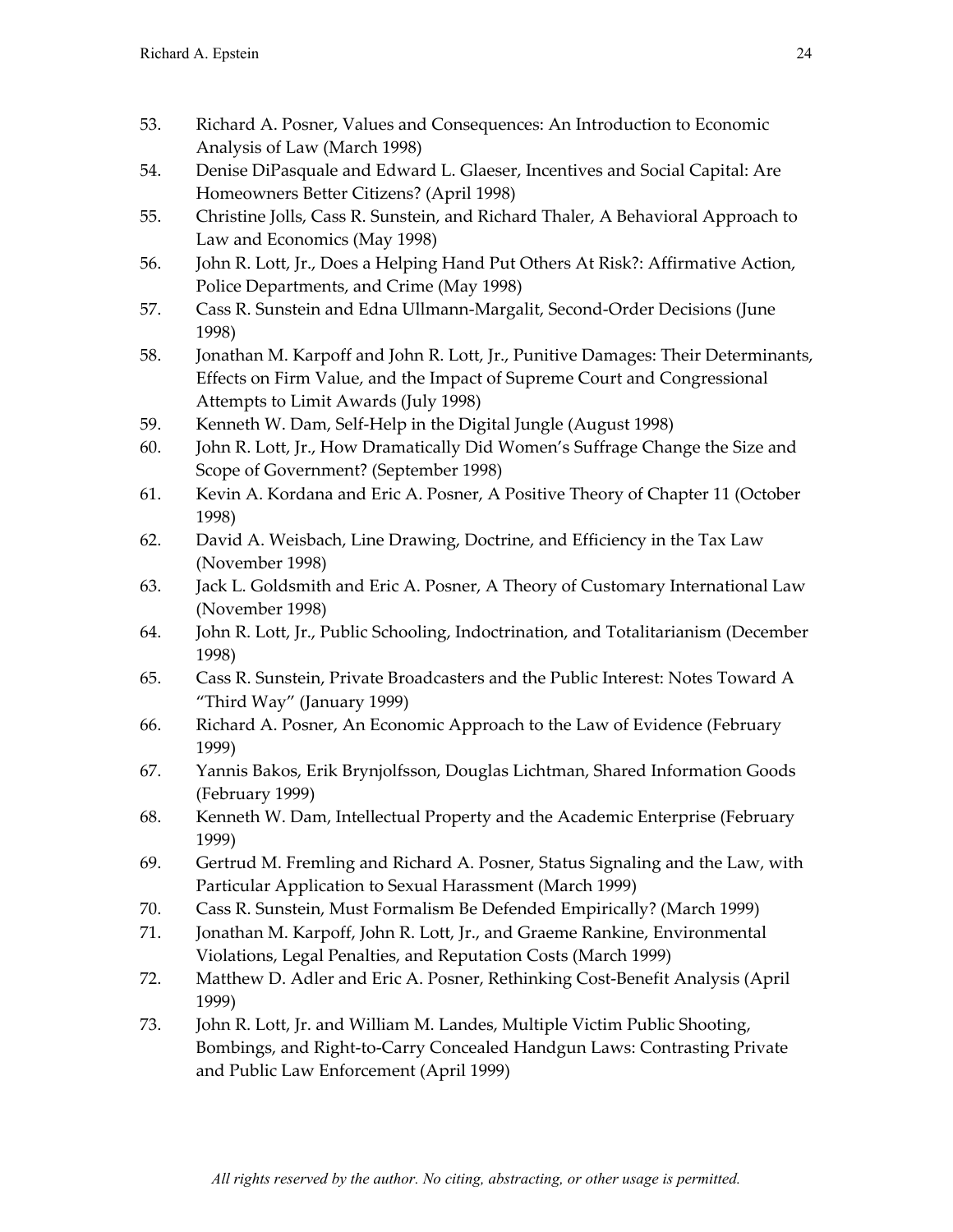53. Richard A. Posner, Values and Consequences: An Introduction to Economic Analysis of Law (March 1998)
54. Denise DiPasquale and Edward L. Glaeser, Incentives and Social Capital: Are Homeowners Better Citizens? (April 1998)
55. Christine Jolls, Cass R. Sunstein, and Richard Thaler, A Behavioral Approach to Law and Economics (May 1998)
56. John R. Lott, Jr., Does a Helping Hand Put Others At Risk?: Affirmative Action, Police Departments, and Crime (May 1998)
57. Cass R. Sunstein and Edna Ullmann-Margalit, Second-Order Decisions (June 1998)
58. Jonathan M. Karpoff and John R. Lott, Jr., Punitive Damages: Their Determinants, Effects on Firm Value, and the Impact of Supreme Court and Congressional Attempts to Limit Awards (July 1998)
59. Kenneth W. Dam, Self-Help in the Digital Jungle (August 1998)
60. John R. Lott, Jr., How Dramatically Did Women's Suffrage Change the Size and Scope of Government? (September 1998)
61. Kevin A. Kordana and Eric A. Posner, A Positive Theory of Chapter 11 (October 1998)
62. David A. Weisbach, Line Drawing, Doctrine, and Efficiency in the Tax Law (November 1998)
63. Jack L. Goldsmith and Eric A. Posner, A Theory of Customary International Law (November 1998)
64. John R. Lott, Jr., Public Schooling, Indoctrination, and Totalitarianism (December 1998)
65. Cass R. Sunstein, Private Broadcasters and the Public Interest: Notes Toward A "Third Way" (January 1999)
66. Richard A. Posner, An Economic Approach to the Law of Evidence (February 1999)
67. Yannis Bakos, Erik Brynjolfsson, Douglas Lichtman, Shared Information Goods (February 1999)
68. Kenneth W. Dam, Intellectual Property and the Academic Enterprise (February 1999)
69. Gertrud M. Fremling and Richard A. Posner, Status Signaling and the Law, with Particular Application to Sexual Harassment (March 1999)
70. Cass R. Sunstein, Must Formalism Be Defended Empirically? (March 1999)
71. Jonathan M. Karpoff, John R. Lott, Jr., and Graeme Rankine, Environmental Violations, Legal Penalties, and Reputation Costs (March 1999)
72. Matthew D. Adler and Eric A. Posner, Rethinking Cost-Benefit Analysis (April 1999)
73. John R. Lott, Jr. and William M. Landes, Multiple Victim Public Shooting, Bombings, and Right-to-Carry Concealed Handgun Laws: Contrasting Private and Public Law Enforcement (April 1999)

*All rights reserved by the author. No citing, abstracting, or other usage is permitted.*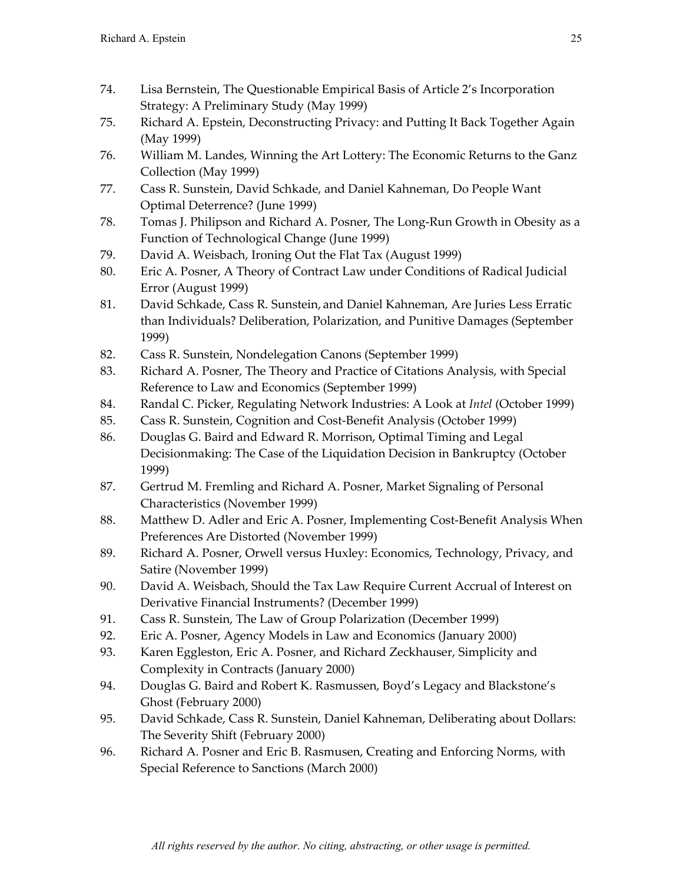74. Lisa Bernstein, The Questionable Empirical Basis of Article 2's Incorporation Strategy: A Preliminary Study (May 1999)
75. Richard A. Epstein, Deconstructing Privacy: and Putting It Back Together Again (May 1999)
76. William M. Landes, Winning the Art Lottery: The Economic Returns to the Ganz Collection (May 1999)
77. Cass R. Sunstein, David Schkade, and Daniel Kahneman, Do People Want Optimal Deterrence? (June 1999)
78. Tomas J. Philipson and Richard A. Posner, The Long-Run Growth in Obesity as a Function of Technological Change (June 1999)
79. David A. Weisbach, Ironing Out the Flat Tax (August 1999)
80. Eric A. Posner, A Theory of Contract Law under Conditions of Radical Judicial Error (August 1999)
81. David Schkade, Cass R. Sunstein, and Daniel Kahneman, Are Juries Less Erratic than Individuals? Deliberation, Polarization, and Punitive Damages (September 1999)
82. Cass R. Sunstein, Nondelegation Canons (September 1999)
83. Richard A. Posner, The Theory and Practice of Citations Analysis, with Special Reference to Law and Economics (September 1999)
84. Randal C. Picker, Regulating Network Industries: A Look at *Intel* (October 1999)
85. Cass R. Sunstein, Cognition and Cost-Benefit Analysis (October 1999)
86. Douglas G. Baird and Edward R. Morrison, Optimal Timing and Legal Decisionmaking: The Case of the Liquidation Decision in Bankruptcy (October 1999)
87. Gertrud M. Fremling and Richard A. Posner, Market Signaling of Personal Characteristics (November 1999)
88. Matthew D. Adler and Eric A. Posner, Implementing Cost-Benefit Analysis When Preferences Are Distorted (November 1999)
89. Richard A. Posner, Orwell versus Huxley: Economics, Technology, Privacy, and Satire (November 1999)
90. David A. Weisbach, Should the Tax Law Require Current Accrual of Interest on Derivative Financial Instruments? (December 1999)
91. Cass R. Sunstein, The Law of Group Polarization (December 1999)
92. Eric A. Posner, Agency Models in Law and Economics (January 2000)
93. Karen Eggleston, Eric A. Posner, and Richard Zeckhauser, Simplicity and Complexity in Contracts (January 2000)
94. Douglas G. Baird and Robert K. Rasmussen, Boyd's Legacy and Blackstone's Ghost (February 2000)
95. David Schkade, Cass R. Sunstein, Daniel Kahneman, Deliberating about Dollars: The Severity Shift (February 2000)
96. Richard A. Posner and Eric B. Rasmusen, Creating and Enforcing Norms, with Special Reference to Sanctions (March 2000)

*All rights reserved by the author. No citing, abstracting, or other usage is permitted.*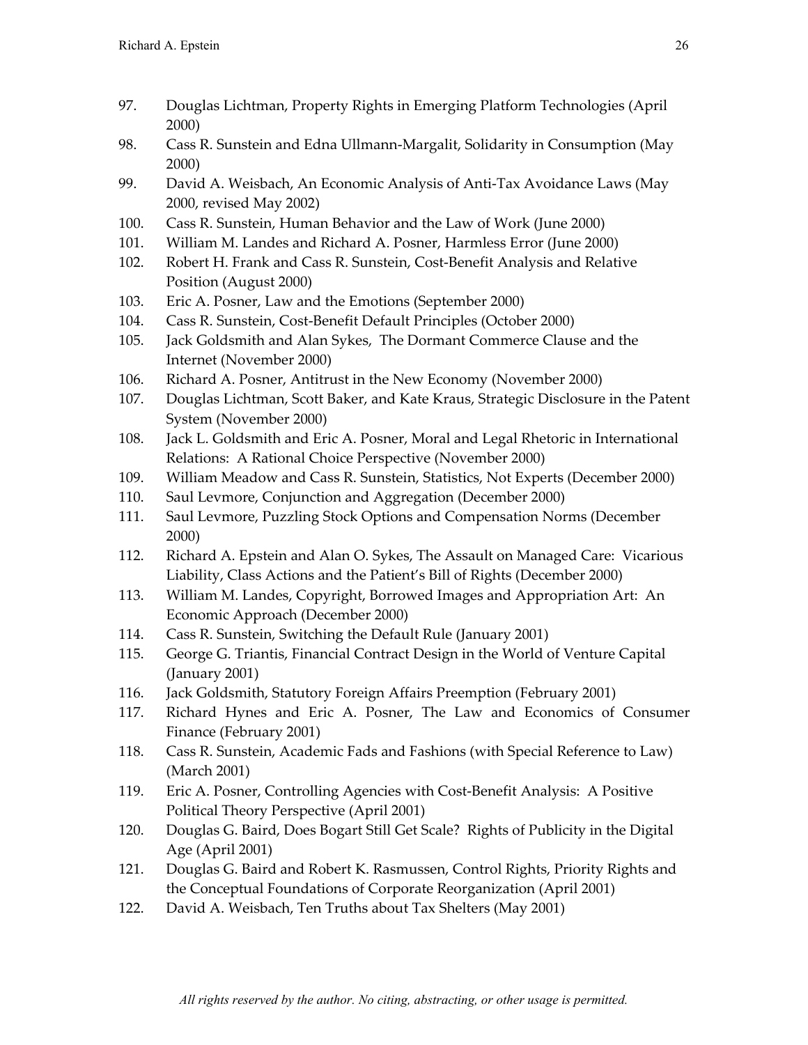97. Douglas Lichtman, Property Rights in Emerging Platform Technologies (April 2000)
98. Cass R. Sunstein and Edna Ullmann-Margalit, Solidarity in Consumption (May 2000)
99. David A. Weisbach, An Economic Analysis of Anti-Tax Avoidance Laws (May 2000, revised May 2002)
100. Cass R. Sunstein, Human Behavior and the Law of Work (June 2000)
101. William M. Landes and Richard A. Posner, Harmless Error (June 2000)
102. Robert H. Frank and Cass R. Sunstein, Cost-Benefit Analysis and Relative Position (August 2000)
103. Eric A. Posner, Law and the Emotions (September 2000)
104. Cass R. Sunstein, Cost-Benefit Default Principles (October 2000)
105. Jack Goldsmith and Alan Sykes, The Dormant Commerce Clause and the Internet (November 2000)
106. Richard A. Posner, Antitrust in the New Economy (November 2000)
107. Douglas Lichtman, Scott Baker, and Kate Kraus, Strategic Disclosure in the Patent System (November 2000)
108. Jack L. Goldsmith and Eric A. Posner, Moral and Legal Rhetoric in International Relations: A Rational Choice Perspective (November 2000)
109. William Meadow and Cass R. Sunstein, Statistics, Not Experts (December 2000)
110. Saul Levmore, Conjunction and Aggregation (December 2000)
111. Saul Levmore, Puzzling Stock Options and Compensation Norms (December 2000)
112. Richard A. Epstein and Alan O. Sykes, The Assault on Managed Care: Vicarious Liability, Class Actions and the Patient's Bill of Rights (December 2000)
113. William M. Landes, Copyright, Borrowed Images and Appropriation Art: An Economic Approach (December 2000)
114. Cass R. Sunstein, Switching the Default Rule (January 2001)
115. George G. Triantis, Financial Contract Design in the World of Venture Capital (January 2001)
116. Jack Goldsmith, Statutory Foreign Affairs Preemption (February 2001)
117. Richard Hynes and Eric A. Posner, The Law and Economics of Consumer Finance (February 2001)
118. Cass R. Sunstein, Academic Fads and Fashions (with Special Reference to Law) (March 2001)
119. Eric A. Posner, Controlling Agencies with Cost-Benefit Analysis: A Positive Political Theory Perspective (April 2001)
120. Douglas G. Baird, Does Bogart Still Get Scale? Rights of Publicity in the Digital Age (April 2001)
121. Douglas G. Baird and Robert K. Rasmussen, Control Rights, Priority Rights and the Conceptual Foundations of Corporate Reorganization (April 2001)
122. David A. Weisbach, Ten Truths about Tax Shelters (May 2001)

*All rights reserved by the author. No citing, abstracting, or other usage is permitted.*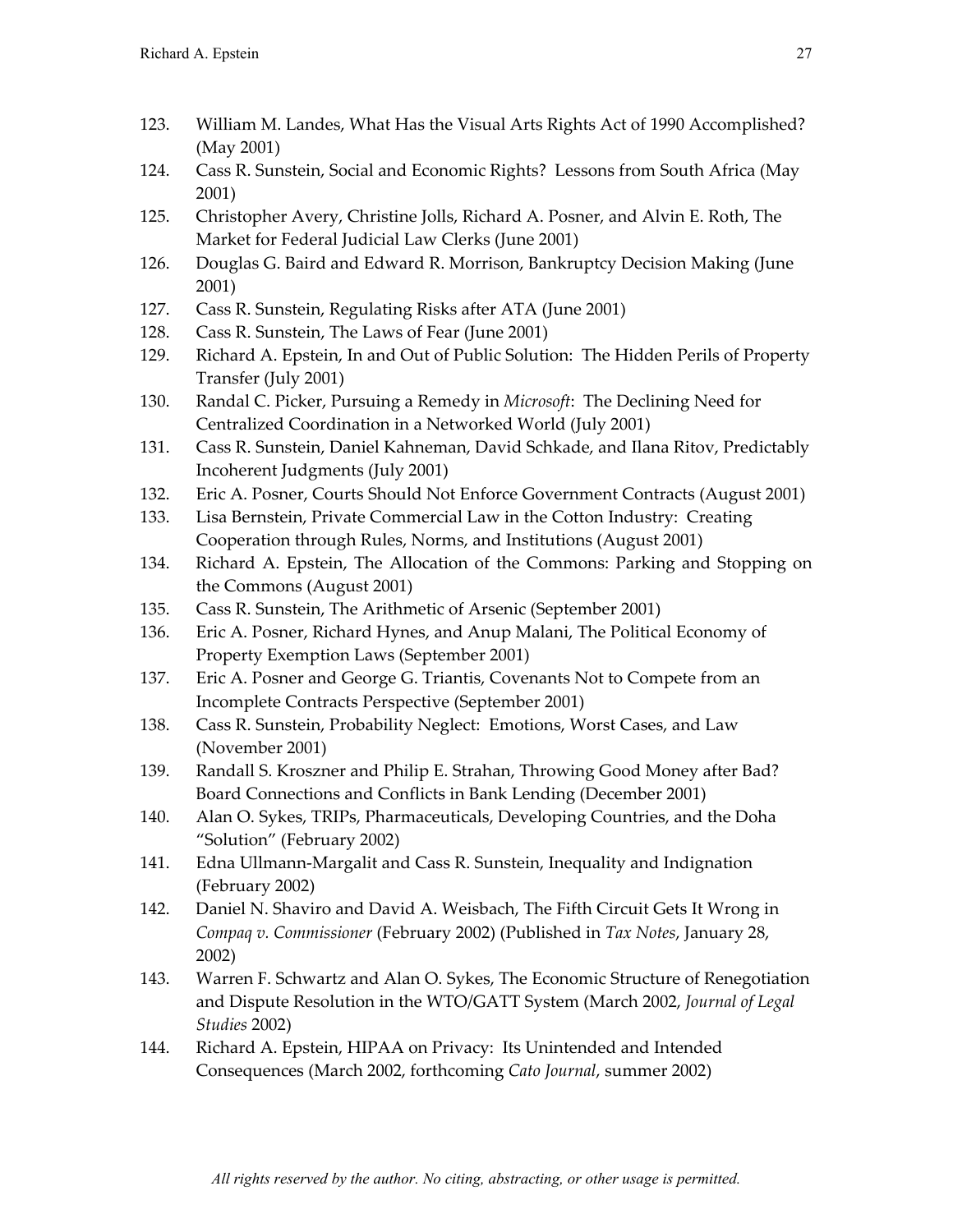123. William M. Landes, What Has the Visual Arts Rights Act of 1990 Accomplished? (May 2001)
124. Cass R. Sunstein, Social and Economic Rights? Lessons from South Africa (May 2001)
125. Christopher Avery, Christine Jolls, Richard A. Posner, and Alvin E. Roth, The Market for Federal Judicial Law Clerks (June 2001)
126. Douglas G. Baird and Edward R. Morrison, Bankruptcy Decision Making (June 2001)
127. Cass R. Sunstein, Regulating Risks after ATA (June 2001)
128. Cass R. Sunstein, The Laws of Fear (June 2001)
129. Richard A. Epstein, In and Out of Public Solution: The Hidden Perils of Property Transfer (July 2001)
130. Randal C. Picker, Pursuing a Remedy in *Microsoft*: The Declining Need for Centralized Coordination in a Networked World (July 2001)
131. Cass R. Sunstein, Daniel Kahneman, David Schkade, and Ilana Ritov, Predictably Incoherent Judgments (July 2001)
132. Eric A. Posner, Courts Should Not Enforce Government Contracts (August 2001)
133. Lisa Bernstein, Private Commercial Law in the Cotton Industry: Creating Cooperation through Rules, Norms, and Institutions (August 2001)
134. Richard A. Epstein, The Allocation of the Commons: Parking and Stopping on the Commons (August 2001)
135. Cass R. Sunstein, The Arithmetic of Arsenic (September 2001)
136. Eric A. Posner, Richard Hynes, and Anup Malani, The Political Economy of Property Exemption Laws (September 2001)
137. Eric A. Posner and George G. Triantis, Covenants Not to Compete from an Incomplete Contracts Perspective (September 2001)
138. Cass R. Sunstein, Probability Neglect: Emotions, Worst Cases, and Law (November 2001)
139. Randall S. Kroszner and Philip E. Strahan, Throwing Good Money after Bad? Board Connections and Conflicts in Bank Lending (December 2001)
140. Alan O. Sykes, TRIPs, Pharmaceuticals, Developing Countries, and the Doha "Solution" (February 2002)
141. Edna Ullmann-Margalit and Cass R. Sunstein, Inequality and Indignation (February 2002)
142. Daniel N. Shaviro and David A. Weisbach, The Fifth Circuit Gets It Wrong in *Compaq v. Commissioner* (February 2002) (Published in *Tax Notes*, January 28, 2002)
143. Warren F. Schwartz and Alan O. Sykes, The Economic Structure of Renegotiation and Dispute Resolution in the WTO/GATT System (March 2002, *Journal of Legal Studies* 2002)
144. Richard A. Epstein, HIPAA on Privacy: Its Unintended and Intended Consequences (March 2002, forthcoming *Cato Journal*, summer 2002)

*All rights reserved by the author. No citing, abstracting, or other usage is permitted.*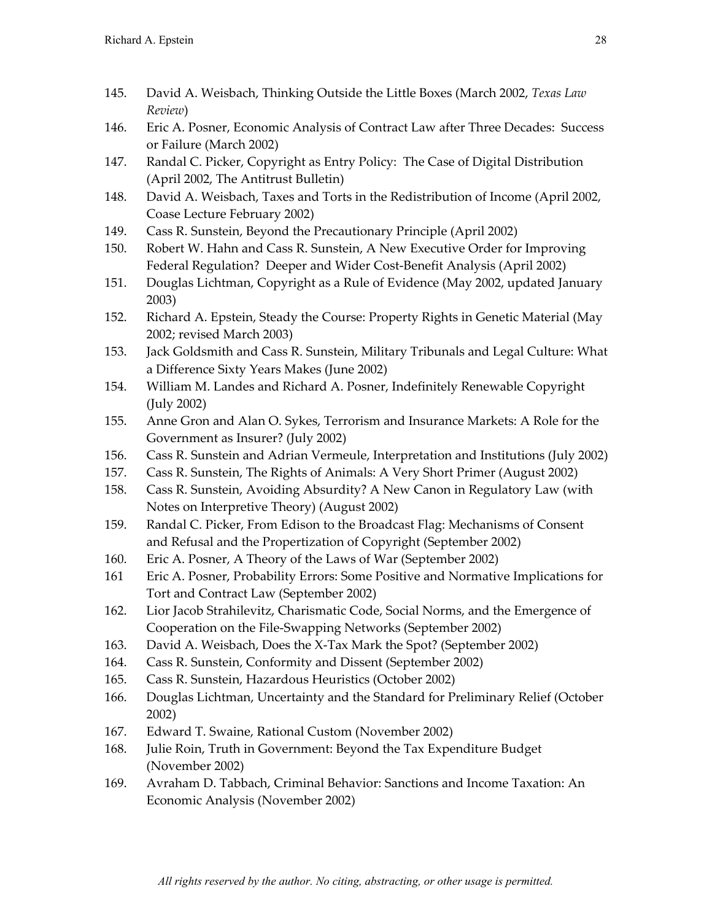145. David A. Weisbach, Thinking Outside the Little Boxes (March 2002, *Texas Law Review*)
146. Eric A. Posner, Economic Analysis of Contract Law after Three Decades: Success or Failure (March 2002)
147. Randal C. Picker, Copyright as Entry Policy: The Case of Digital Distribution (April 2002, The Antitrust Bulletin)
148. David A. Weisbach, Taxes and Torts in the Redistribution of Income (April 2002, Coase Lecture February 2002)
149. Cass R. Sunstein, Beyond the Precautionary Principle (April 2002)
150. Robert W. Hahn and Cass R. Sunstein, A New Executive Order for Improving Federal Regulation? Deeper and Wider Cost-Benefit Analysis (April 2002)
151. Douglas Lichtman, Copyright as a Rule of Evidence (May 2002, updated January 2003)
152. Richard A. Epstein, Steady the Course: Property Rights in Genetic Material (May 2002; revised March 2003)
153. Jack Goldsmith and Cass R. Sunstein, Military Tribunals and Legal Culture: What a Difference Sixty Years Makes (June 2002)
154. William M. Landes and Richard A. Posner, Indefinitely Renewable Copyright (July 2002)
155. Anne Gron and Alan O. Sykes, Terrorism and Insurance Markets: A Role for the Government as Insurer? (July 2002)
156. Cass R. Sunstein and Adrian Vermeule, Interpretation and Institutions (July 2002)
157. Cass R. Sunstein, The Rights of Animals: A Very Short Primer (August 2002)
158. Cass R. Sunstein, Avoiding Absurdity? A New Canon in Regulatory Law (with Notes on Interpretive Theory) (August 2002)
159. Randal C. Picker, From Edison to the Broadcast Flag: Mechanisms of Consent and Refusal and the Propertization of Copyright (September 2002)
160. Eric A. Posner, A Theory of the Laws of War (September 2002)
161 Eric A. Posner, Probability Errors: Some Positive and Normative Implications for Tort and Contract Law (September 2002)
162. Lior Jacob Strahilevitz, Charismatic Code, Social Norms, and the Emergence of Cooperation on the File-Swapping Networks (September 2002)
163. David A. Weisbach, Does the X-Tax Mark the Spot? (September 2002)
164. Cass R. Sunstein, Conformity and Dissent (September 2002)
165. Cass R. Sunstein, Hazardous Heuristics (October 2002)
166. Douglas Lichtman, Uncertainty and the Standard for Preliminary Relief (October 2002)
167. Edward T. Swaine, Rational Custom (November 2002)
168. Julie Roin, Truth in Government: Beyond the Tax Expenditure Budget (November 2002)
169. Avraham D. Tabbach, Criminal Behavior: Sanctions and Income Taxation: An Economic Analysis (November 2002)

*All rights reserved by the author. No citing, abstracting, or other usage is permitted.*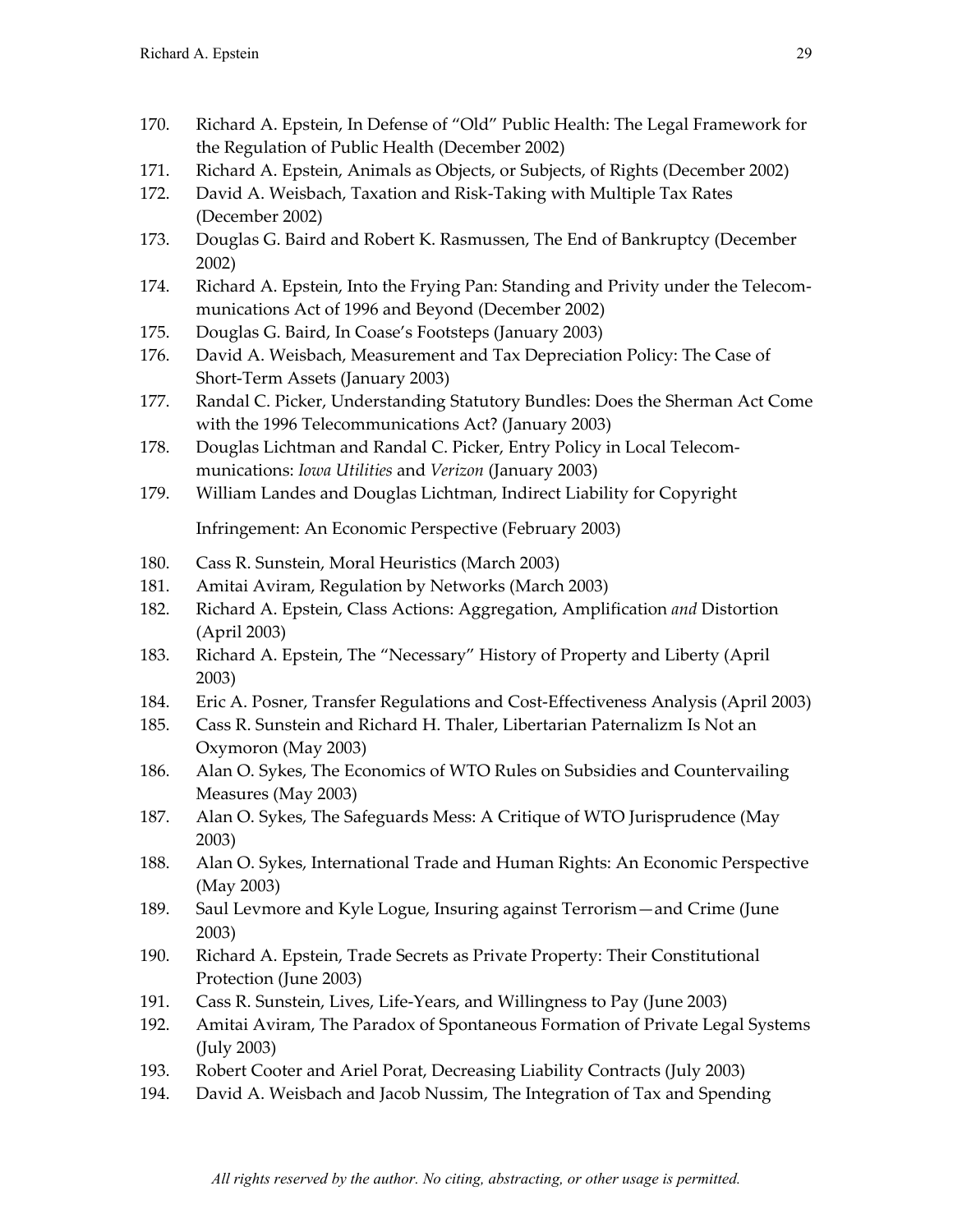170. Richard A. Epstein, In Defense of "Old" Public Health: The Legal Framework for the Regulation of Public Health (December 2002)
171. Richard A. Epstein, Animals as Objects, or Subjects, of Rights (December 2002)
172. David A. Weisbach, Taxation and Risk-Taking with Multiple Tax Rates (December 2002)
173. Douglas G. Baird and Robert K. Rasmussen, The End of Bankruptcy (December 2002)
174. Richard A. Epstein, Into the Frying Pan: Standing and Privity under the Telecommunications Act of 1996 and Beyond (December 2002)
175. Douglas G. Baird, In Coase's Footsteps (January 2003)
176. David A. Weisbach, Measurement and Tax Depreciation Policy: The Case of Short-Term Assets (January 2003)
177. Randal C. Picker, Understanding Statutory Bundles: Does the Sherman Act Come with the 1996 Telecommunications Act? (January 2003)
178. Douglas Lichtman and Randal C. Picker, Entry Policy in Local Telecommunications: *Iowa Utilities* and *Verizon* (January 2003)
179. William Landes and Douglas Lichtman, Indirect Liability for Copyright Infringement: An Economic Perspective (February 2003)
180. Cass R. Sunstein, Moral Heuristics (March 2003)
181. Amitai Aviram, Regulation by Networks (March 2003)
182. Richard A. Epstein, Class Actions: Aggregation, Amplification *and* Distortion (April 2003)
183. Richard A. Epstein, The "Necessary" History of Property and Liberty (April 2003)
184. Eric A. Posner, Transfer Regulations and Cost-Effectiveness Analysis (April 2003)
185. Cass R. Sunstein and Richard H. Thaler, Libertarian Paternalizm Is Not an Oxymoron (May 2003)
186. Alan O. Sykes, The Economics of WTO Rules on Subsidies and Countervailing Measures (May 2003)
187. Alan O. Sykes, The Safeguards Mess: A Critique of WTO Jurisprudence (May 2003)
188. Alan O. Sykes, International Trade and Human Rights: An Economic Perspective (May 2003)
189. Saul Levmore and Kyle Logue, Insuring against Terrorism—and Crime (June 2003)
190. Richard A. Epstein, Trade Secrets as Private Property: Their Constitutional Protection (June 2003)
191. Cass R. Sunstein, Lives, Life-Years, and Willingness to Pay (June 2003)
192. Amitai Aviram, The Paradox of Spontaneous Formation of Private Legal Systems (July 2003)
193. Robert Cooter and Ariel Porat, Decreasing Liability Contracts (July 2003)
194. David A. Weisbach and Jacob Nussim, The Integration of Tax and Spending

*All rights reserved by the author. No citing, abstracting, or other usage is permitted.*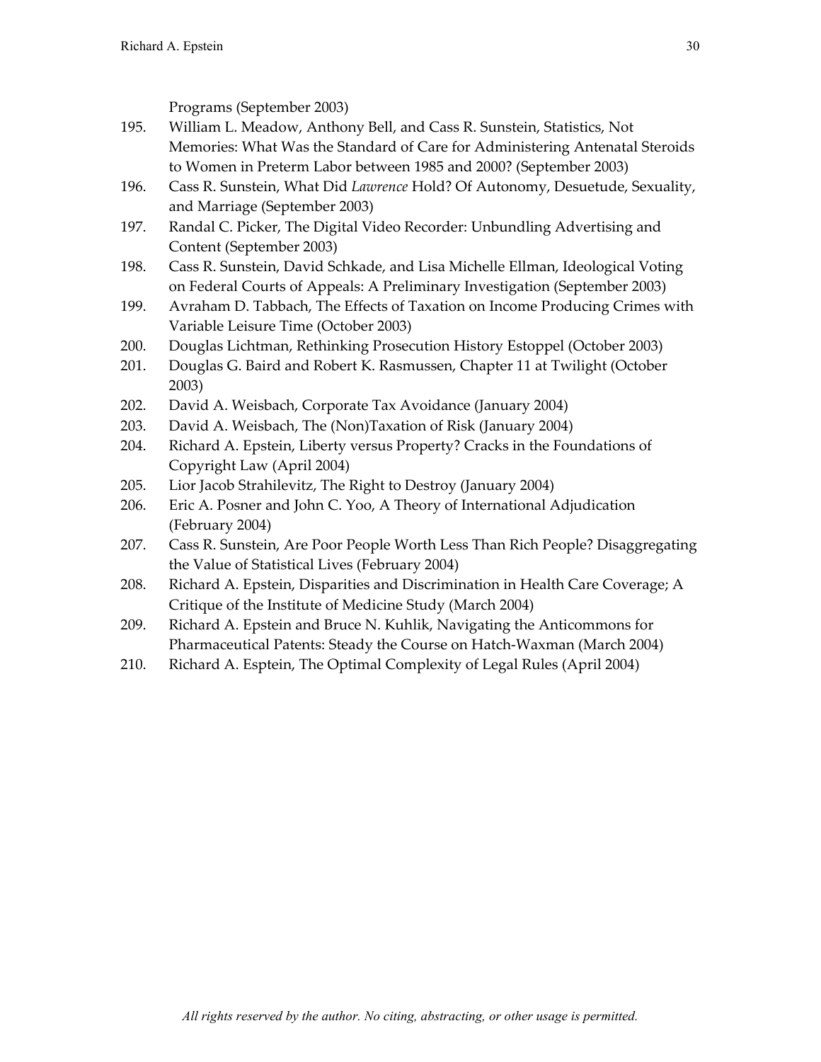Programs (September 2003)

195. William L. Meadow, Anthony Bell, and Cass R. Sunstein, Statistics, Not Memories: What Was the Standard of Care for Administering Antenatal Steroids to Women in Preterm Labor between 1985 and 2000? (September 2003)
196. Cass R. Sunstein, What Did *Lawrence* Hold? Of Autonomy, Desuetude, Sexuality, and Marriage (September 2003)
197. Randal C. Picker, The Digital Video Recorder: Unbundling Advertising and Content (September 2003)
198. Cass R. Sunstein, David Schkade, and Lisa Michelle Ellman, Ideological Voting on Federal Courts of Appeals: A Preliminary Investigation (September 2003)
199. Avraham D. Tabbach, The Effects of Taxation on Income Producing Crimes with Variable Leisure Time (October 2003)
200. Douglas Lichtman, Rethinking Prosecution History Estoppel (October 2003)
201. Douglas G. Baird and Robert K. Rasmussen, Chapter 11 at Twilight (October 2003)
202. David A. Weisbach, Corporate Tax Avoidance (January 2004)
203. David A. Weisbach, The (Non)Taxation of Risk (January 2004)
204. Richard A. Epstein, Liberty versus Property? Cracks in the Foundations of Copyright Law (April 2004)
205. Lior Jacob Strahilevitz, The Right to Destroy (January 2004)
206. Eric A. Posner and John C. Yoo, A Theory of International Adjudication (February 2004)
207. Cass R. Sunstein, Are Poor People Worth Less Than Rich People? Disaggregating the Value of Statistical Lives (February 2004)
208. Richard A. Epstein, Disparities and Discrimination in Health Care Coverage; A Critique of the Institute of Medicine Study (March 2004)
209. Richard A. Epstein and Bruce N. Kuhlik, Navigating the Anticommons for Pharmaceutical Patents: Steady the Course on Hatch-Waxman (March 2004)
210. Richard A. Esptein, The Optimal Complexity of Legal Rules (April 2004)

*All rights reserved by the author. No citing, abstracting, or other usage is permitted.*